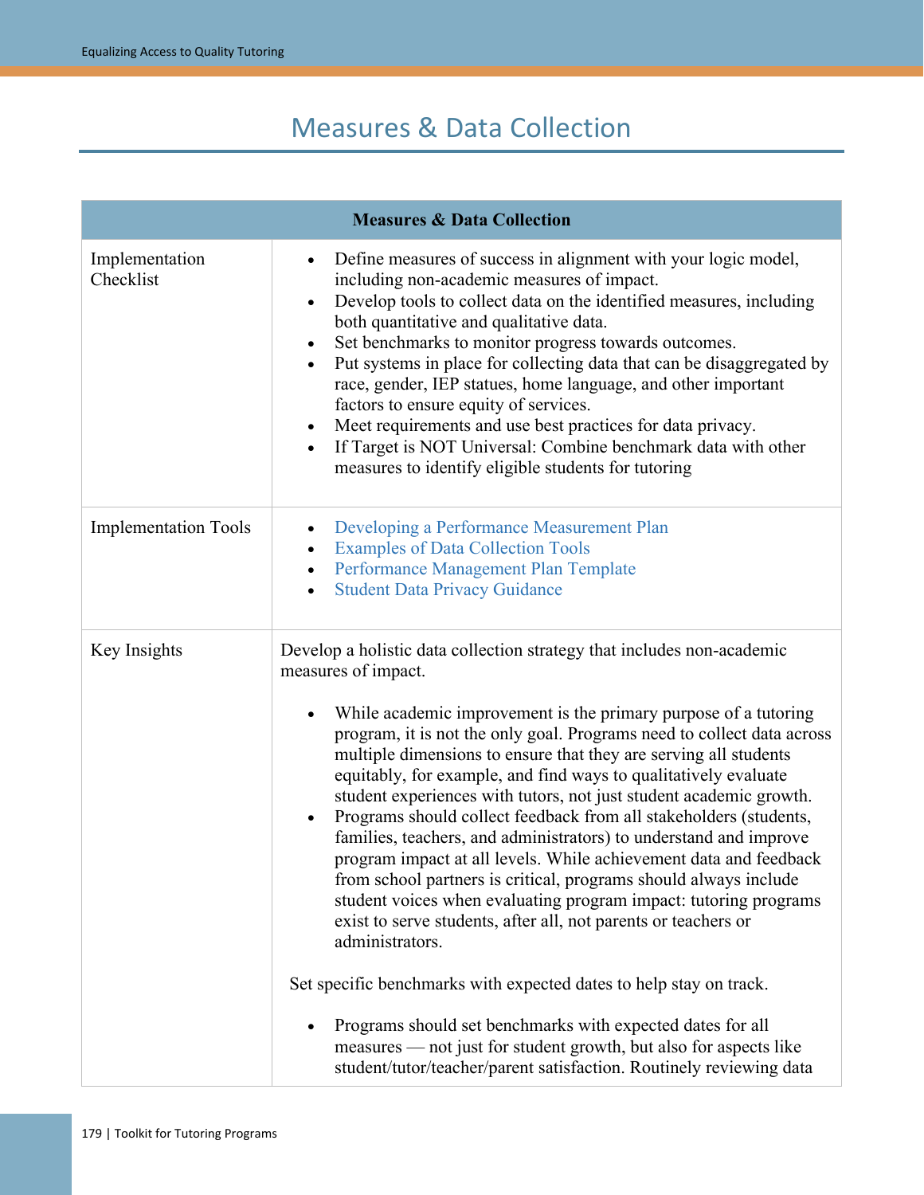# Measures & Data Collection

| Measures & Data Collection | |
|---|---|
| Implementation Checklist | • Define measures of success in alignment with your logic model, including non-academic measures of impact.<br>• Develop tools to collect data on the identified measures, including both quantitative and qualitative data.<br>• Set benchmarks to monitor progress towards outcomes.<br>• Put systems in place for collecting data that can be disaggregated by race, gender, IEP statues, home language, and other important factors to ensure equity of services.<br>• Meet requirements and use best practices for data privacy.<br>• If Target is NOT Universal: Combine benchmark data with other measures to identify eligible students for tutoring |
| Implementation Tools | • Developing a Performance Measurement Plan<br>• Examples of Data Collection Tools<br>• Performance Management Plan Template<br>• Student Data Privacy Guidance |
| Key Insights | Develop a holistic data collection strategy that includes non-academic measures of impact.<br><br>• While academic improvement is the primary purpose of a tutoring program, it is not the only goal. Programs need to collect data across multiple dimensions to ensure that they are serving all students equitably, for example, and find ways to qualitatively evaluate student experiences with tutors, not just student academic growth.<br>• Programs should collect feedback from all stakeholders (students, families, teachers, and administrators) to understand and improve program impact at all levels. While achievement data and feedback from school partners is critical, programs should always include student voices when evaluating program impact: tutoring programs exist to serve students, after all, not parents or teachers or administrators.<br><br>Set specific benchmarks with expected dates to help stay on track.<br><br>• Programs should set benchmarks with expected dates for all measures — not just for student growth, but also for aspects like student/tutor/teacher/parent satisfaction. Routinely reviewing data |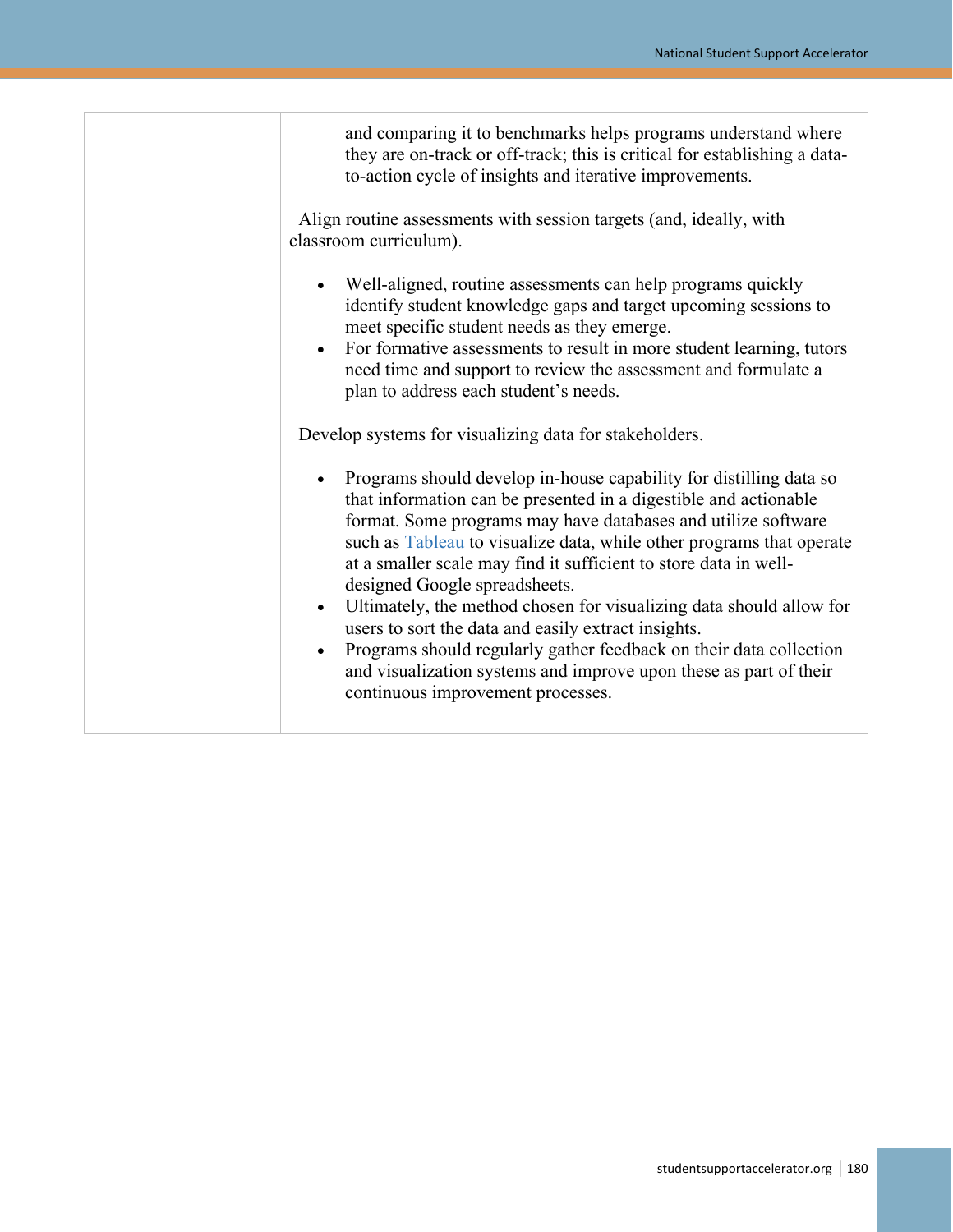| | |
|---|---|
| | and comparing it to benchmarks helps programs understand where they are on-track or off-track; this is critical for establishing a data-to-action cycle of insights and iterative improvements.<br><br>Align routine assessments with session targets (and, ideally, with classroom curriculum).<br><br>• Well-aligned, routine assessments can help programs quickly identify student knowledge gaps and target upcoming sessions to meet specific student needs as they emerge.<br>• For formative assessments to result in more student learning, tutors need time and support to review the assessment and formulate a plan to address each student's needs.<br><br>Develop systems for visualizing data for stakeholders.<br><br>• Programs should develop in-house capability for distilling data so that information can be presented in a digestible and actionable format. Some programs may have databases and utilize software such as Tableau to visualize data, while other programs that operate at a smaller scale may find it sufficient to store data in well-designed Google spreadsheets.<br>• Ultimately, the method chosen for visualizing data should allow for users to sort the data and easily extract insights.<br>• Programs should regularly gather feedback on their data collection and visualization systems and improve upon these as part of their continuous improvement processes. |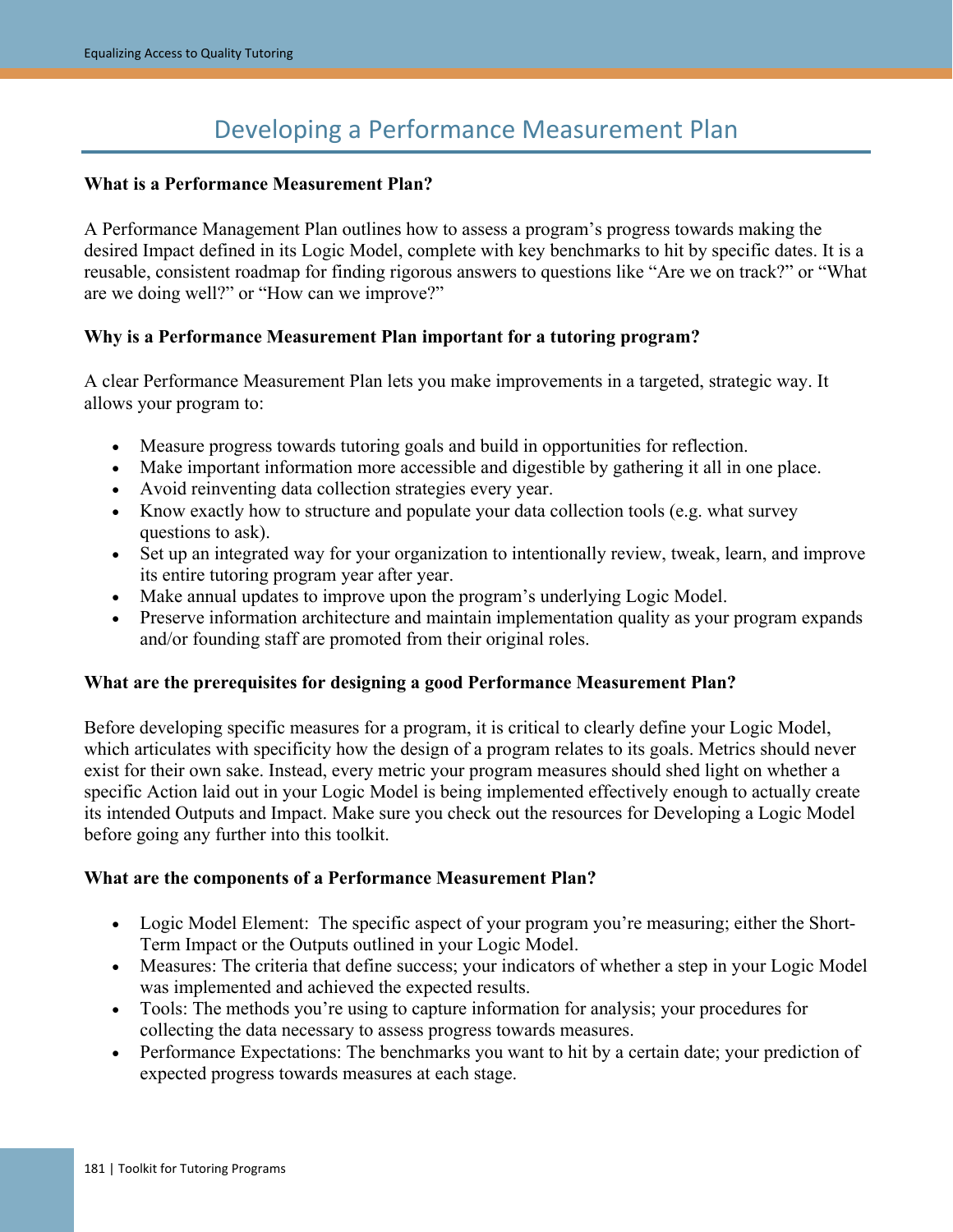# Developing a Performance Measurement Plan

**What is a Performance Measurement Plan?**

A Performance Management Plan outlines how to assess a program's progress towards making the desired Impact defined in its Logic Model, complete with key benchmarks to hit by specific dates. It is a reusable, consistent roadmap for finding rigorous answers to questions like "Are we on track?" or "What are we doing well?" or "How can we improve?"

**Why is a Performance Measurement Plan important for a tutoring program?**

A clear Performance Measurement Plan lets you make improvements in a targeted, strategic way. It allows your program to:

- Measure progress towards tutoring goals and build in opportunities for reflection.
- Make important information more accessible and digestible by gathering it all in one place.
- Avoid reinventing data collection strategies every year.
- Know exactly how to structure and populate your data collection tools (e.g. what survey questions to ask).
- Set up an integrated way for your organization to intentionally review, tweak, learn, and improve its entire tutoring program year after year.
- Make annual updates to improve upon the program's underlying Logic Model.
- Preserve information architecture and maintain implementation quality as your program expands and/or founding staff are promoted from their original roles.

**What are the prerequisites for designing a good Performance Measurement Plan?**

Before developing specific measures for a program, it is critical to clearly define your Logic Model, which articulates with specificity how the design of a program relates to its goals. Metrics should never exist for their own sake. Instead, every metric your program measures should shed light on whether a specific Action laid out in your Logic Model is being implemented effectively enough to actually create its intended Outputs and Impact. Make sure you check out the resources for Developing a Logic Model before going any further into this toolkit.

**What are the components of a Performance Measurement Plan?**

- Logic Model Element: The specific aspect of your program you're measuring; either the Short-Term Impact or the Outputs outlined in your Logic Model.
- Measures: The criteria that define success; your indicators of whether a step in your Logic Model was implemented and achieved the expected results.
- Tools: The methods you're using to capture information for analysis; your procedures for collecting the data necessary to assess progress towards measures.
- Performance Expectations: The benchmarks you want to hit by a certain date; your prediction of expected progress towards measures at each stage.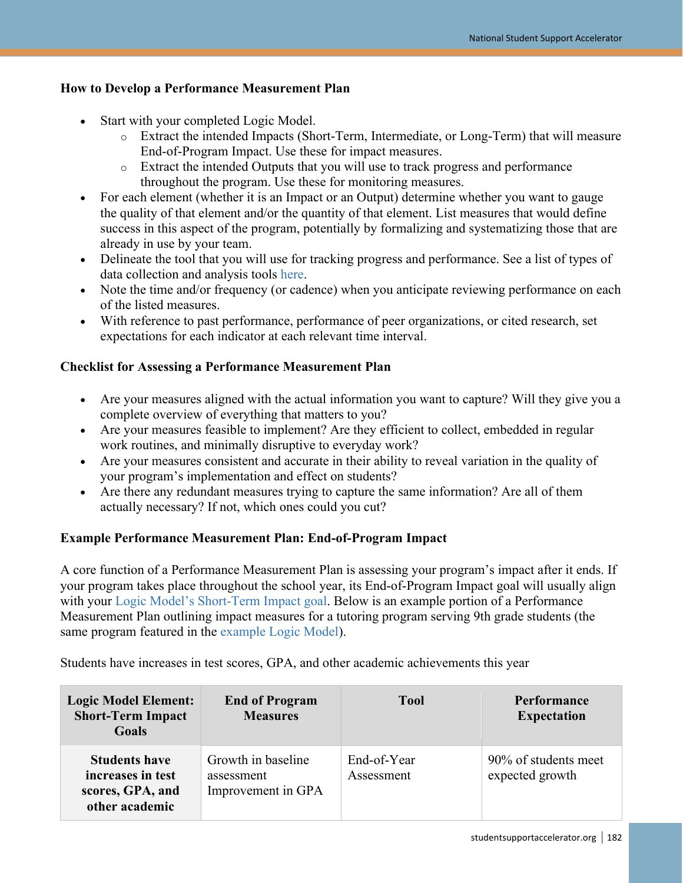### How to Develop a Performance Measurement Plan

- Start with your completed Logic Model.
  - Extract the intended Impacts (Short-Term, Intermediate, or Long-Term) that will measure End-of-Program Impact. Use these for impact measures.
  - Extract the intended Outputs that you will use to track progress and performance throughout the program. Use these for monitoring measures.
- For each element (whether it is an Impact or an Output) determine whether you want to gauge the quality of that element and/or the quantity of that element. List measures that would define success in this aspect of the program, potentially by formalizing and systematizing those that are already in use by your team.
- Delineate the tool that you will use for tracking progress and performance. See a list of types of data collection and analysis tools here.
- Note the time and/or frequency (or cadence) when you anticipate reviewing performance on each of the listed measures.
- With reference to past performance, performance of peer organizations, or cited research, set expectations for each indicator at each relevant time interval.

### Checklist for Assessing a Performance Measurement Plan

- Are your measures aligned with the actual information you want to capture? Will they give you a complete overview of everything that matters to you?
- Are your measures feasible to implement? Are they efficient to collect, embedded in regular work routines, and minimally disruptive to everyday work?
- Are your measures consistent and accurate in their ability to reveal variation in the quality of your program's implementation and effect on students?
- Are there any redundant measures trying to capture the same information? Are all of them actually necessary? If not, which ones could you cut?

### Example Performance Measurement Plan: End-of-Program Impact

A core function of a Performance Measurement Plan is assessing your program's impact after it ends. If your program takes place throughout the school year, its End-of-Program Impact goal will usually align with your Logic Model's Short-Term Impact goal. Below is an example portion of a Performance Measurement Plan outlining impact measures for a tutoring program serving 9th grade students (the same program featured in the example Logic Model).

Students have increases in test scores, GPA, and other academic achievements this year

| Logic Model Element: Short-Term Impact Goals | End of Program Measures | Tool | Performance Expectation |
|---|---|---|---|
| **Students have increases in test scores, GPA, and other academic** | Growth in baseline assessment<br>Improvement in GPA | End-of-Year Assessment | 90% of students meet expected growth |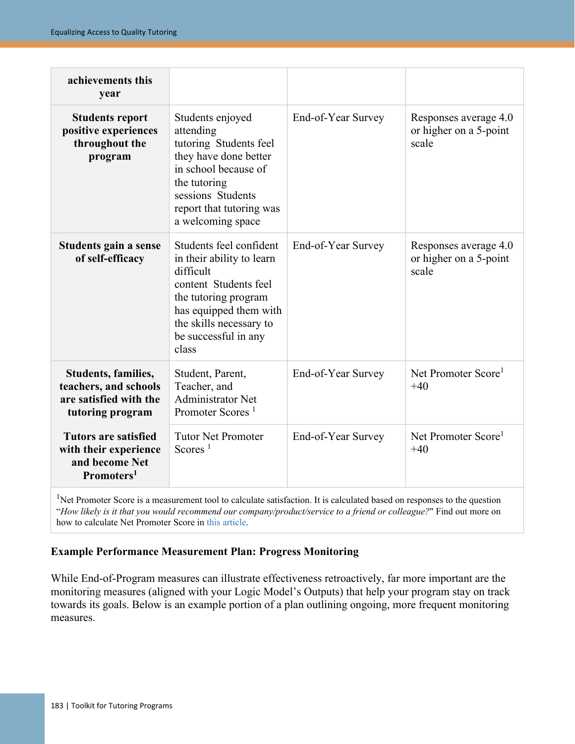| achievements this year | | | |
|---|---|---|---|
| **Students report positive experiences throughout the program** | Students enjoyed attending tutoring Students feel they have done better in school because of the tutoring sessions Students report that tutoring was a welcoming space | End-of-Year Survey | Responses average 4.0 or higher on a 5-point scale |
| **Students gain a sense of self-efficacy** | Students feel confident in their ability to learn difficult content Students feel the tutoring program has equipped them with the skills necessary to be successful in any class | End-of-Year Survey | Responses average 4.0 or higher on a 5-point scale |
| **Students, families, teachers, and schools are satisfied with the tutoring program** | Student, Parent, Teacher, and Administrator Net Promoter Scores [1] | End-of-Year Survey | Net Promoter Score[1] +40 |
| **Tutors are satisfied with their experience and become Net Promoters[1]** | Tutor Net Promoter Scores [1] | End-of-Year Survey | Net Promoter Score[1] +40 |

[1]Net Promoter Score is a measurement tool to calculate satisfaction. It is calculated based on responses to the question "*How likely is it that you would recommend our company/product/service to a friend or colleague?*" Find out more on how to calculate Net Promoter Score in this article.

**Example Performance Measurement Plan: Progress Monitoring**

While End-of-Program measures can illustrate effectiveness retroactively, far more important are the monitoring measures (aligned with your Logic Model's Outputs) that help your program stay on track towards its goals. Below is an example portion of a plan outlining ongoing, more frequent monitoring measures.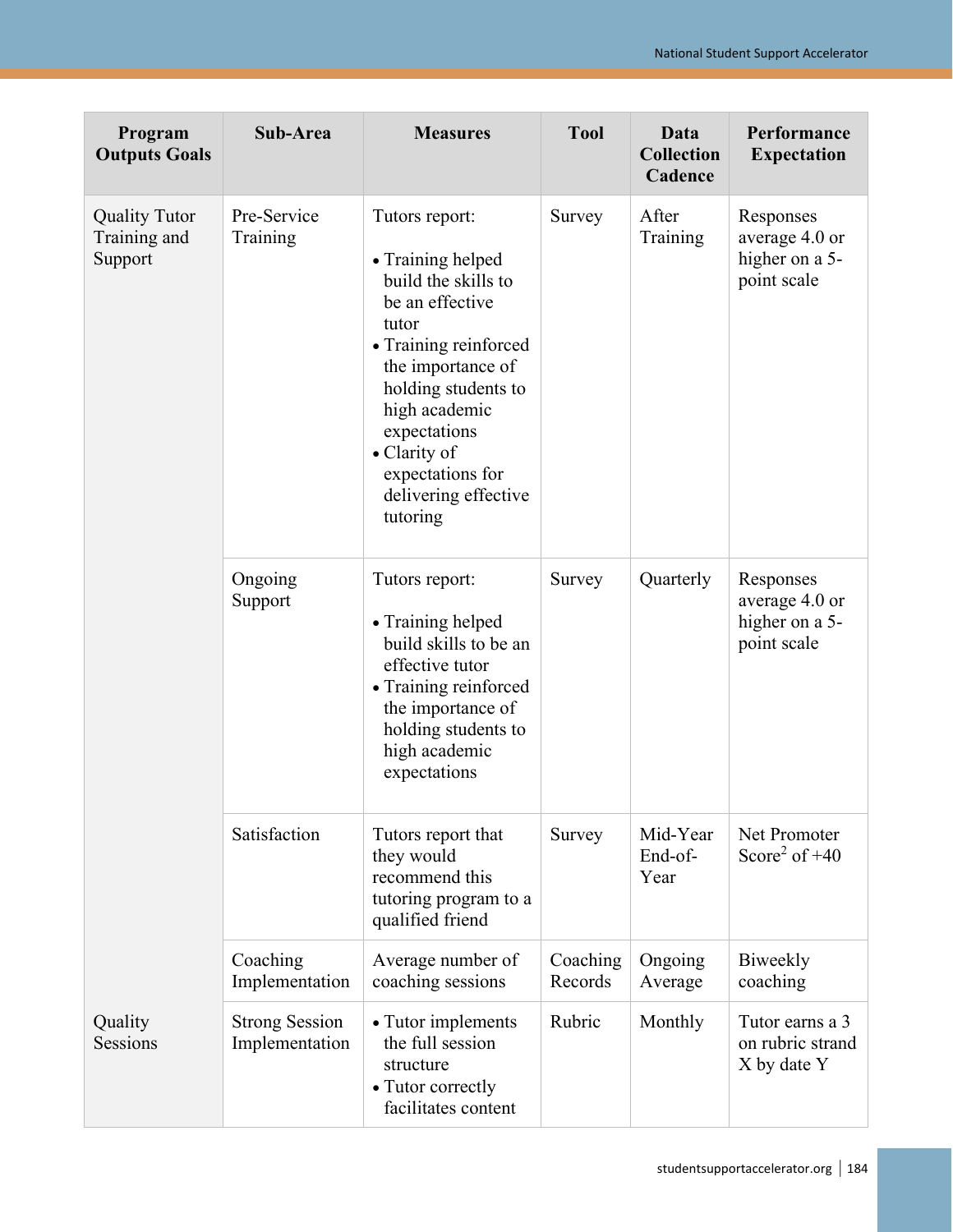| Program Outputs Goals | Sub-Area | Measures | Tool | Data Collection Cadence | Performance Expectation |
|---|---|---|---|---|---|
| Quality Tutor Training and Support | Pre-Service Training | Tutors report:<br>• Training helped build the skills to be an effective tutor<br>• Training reinforced the importance of holding students to high academic expectations<br>• Clarity of expectations for delivering effective tutoring | Survey | After Training | Responses average 4.0 or higher on a 5-point scale |
| | Ongoing Support | Tutors report:<br>• Training helped build skills to be an effective tutor<br>• Training reinforced the importance of holding students to high academic expectations | Survey | Quarterly | Responses average 4.0 or higher on a 5-point scale |
| | Satisfaction | Tutors report that they would recommend this tutoring program to a qualified friend | Survey | Mid-Year End-of-Year | Net Promoter Score[2] of +40 |
| | Coaching Implementation | Average number of coaching sessions | Coaching Records | Ongoing Average | Biweekly coaching |
| Quality Sessions | Strong Session Implementation | • Tutor implements the full session structure<br>• Tutor correctly facilitates content | Rubric | Monthly | Tutor earns a 3 on rubric strand X by date Y |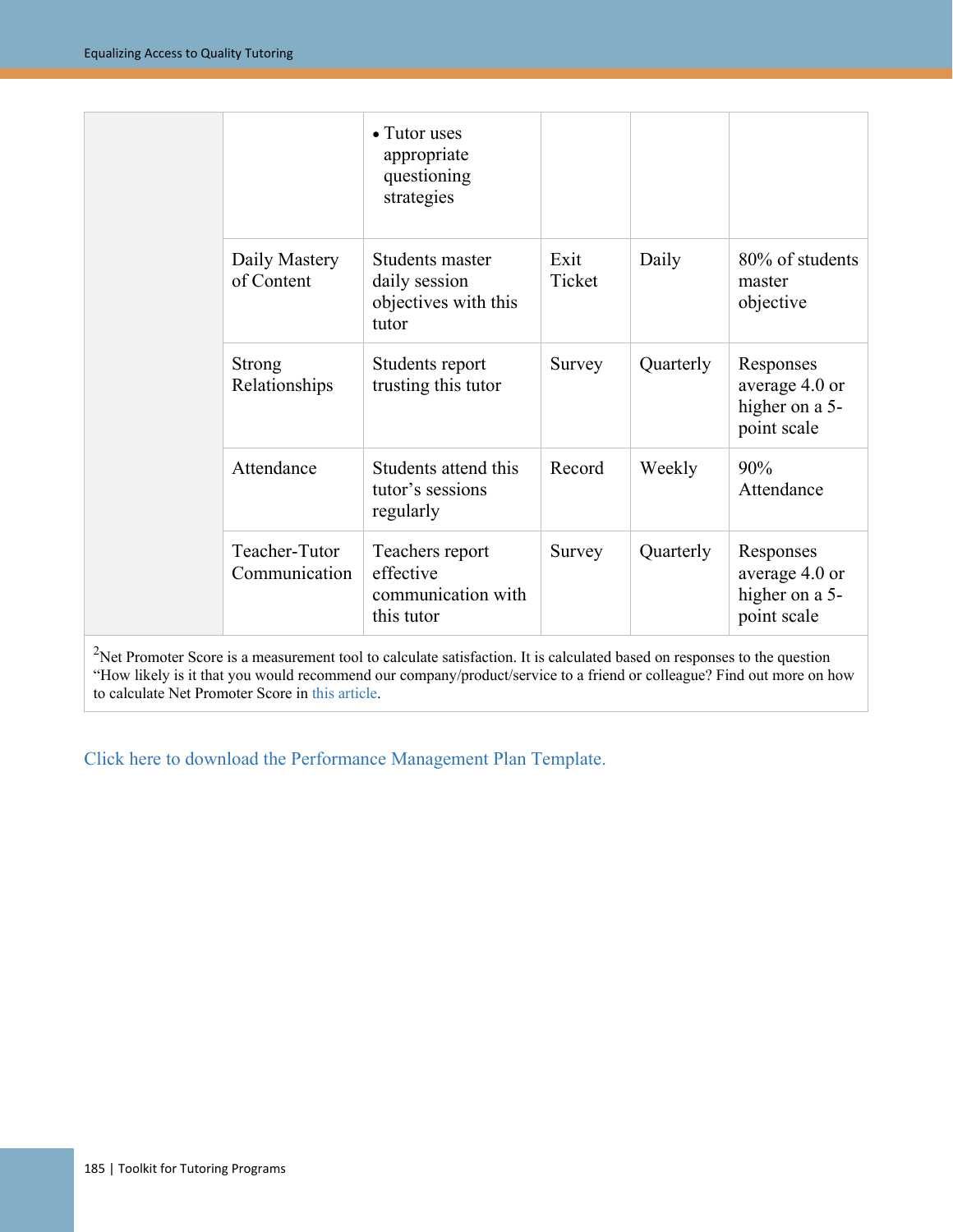| | | | | | |
|---|---|---|---|---|---|
| | | • Tutor uses appropriate questioning strategies | | | |
| | Daily Mastery of Content | Students master daily session objectives with this tutor | Exit Ticket | Daily | 80% of students master objective |
| | Strong Relationships | Students report trusting this tutor | Survey | Quarterly | Responses average 4.0 or higher on a 5-point scale |
| | Attendance | Students attend this tutor's sessions regularly | Record | Weekly | 90% Attendance |
| | Teacher-Tutor Communication | Teachers report effective communication with this tutor | Survey | Quarterly | Responses average 4.0 or higher on a 5-point scale |

[2]Net Promoter Score is a measurement tool to calculate satisfaction. It is calculated based on responses to the question "How likely is it that you would recommend our company/product/service to a friend or colleague? Find out more on how to calculate Net Promoter Score in this article.

Click here to download the Performance Management Plan Template.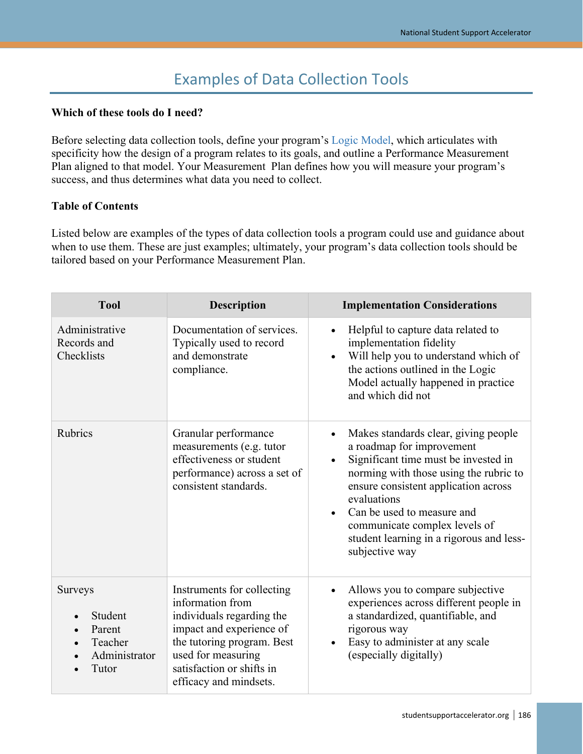# Examples of Data Collection Tools

**Which of these tools do I need?**

Before selecting data collection tools, define your program's Logic Model, which articulates with specificity how the design of a program relates to its goals, and outline a Performance Measurement Plan aligned to that model. Your Measurement Plan defines how you will measure your program's success, and thus determines what data you need to collect.

**Table of Contents**

Listed below are examples of the types of data collection tools a program could use and guidance about when to use them. These are just examples; ultimately, your program's data collection tools should be tailored based on your Performance Measurement Plan.

| Tool | Description | Implementation Considerations |
|---|---|---|
| Administrative Records and Checklists | Documentation of services. Typically used to record and demonstrate compliance. | • Helpful to capture data related to implementation fidelity<br>• Will help you to understand which of the actions outlined in the Logic Model actually happened in practice and which did not |
| Rubrics | Granular performance measurements (e.g. tutor effectiveness or student performance) across a set of consistent standards. | • Makes standards clear, giving people a roadmap for improvement<br>• Significant time must be invested in norming with those using the rubric to ensure consistent application across evaluations<br>• Can be used to measure and communicate complex levels of student learning in a rigorous and less-subjective way |
| Surveys<br>• Student<br>• Parent<br>• Teacher<br>• Administrator<br>• Tutor | Instruments for collecting information from individuals regarding the impact and experience of the tutoring program. Best used for measuring satisfaction or shifts in efficacy and mindsets. | • Allows you to compare subjective experiences across different people in a standardized, quantifiable, and rigorous way<br>• Easy to administer at any scale (especially digitally) |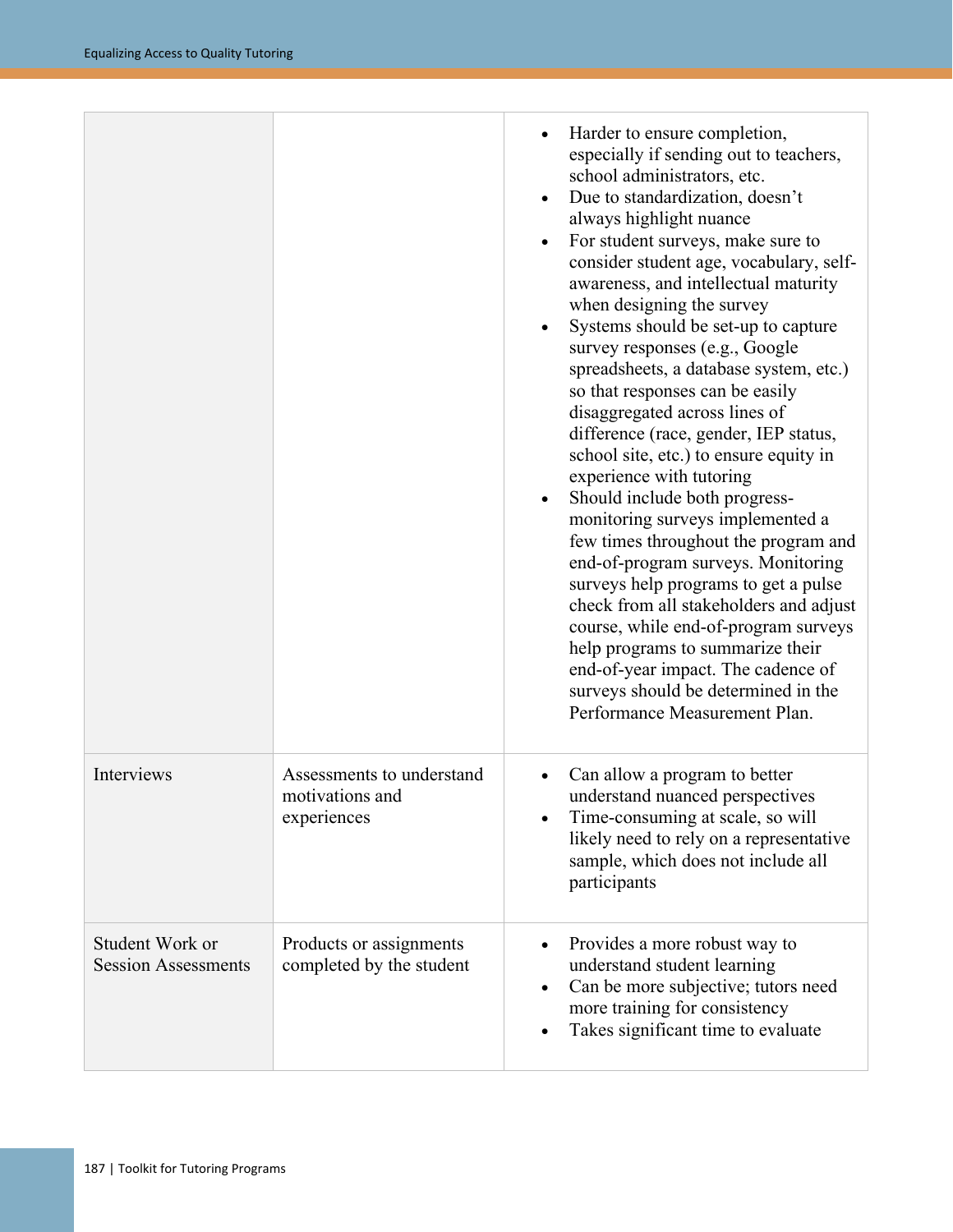| | | |
|---|---|---|
| | | • Harder to ensure completion, especially if sending out to teachers, school administrators, etc.<br>• Due to standardization, doesn't always highlight nuance<br>• For student surveys, make sure to consider student age, vocabulary, self-awareness, and intellectual maturity when designing the survey<br>• Systems should be set-up to capture survey responses (e.g., Google spreadsheets, a database system, etc.) so that responses can be easily disaggregated across lines of difference (race, gender, IEP status, school site, etc.) to ensure equity in experience with tutoring<br>• Should include both progress-monitoring surveys implemented a few times throughout the program and end-of-program surveys. Monitoring surveys help programs to get a pulse check from all stakeholders and adjust course, while end-of-program surveys help programs to summarize their end-of-year impact. The cadence of surveys should be determined in the Performance Measurement Plan. |
| Interviews | Assessments to understand motivations and experiences | • Can allow a program to better understand nuanced perspectives<br>• Time-consuming at scale, so will likely need to rely on a representative sample, which does not include all participants |
| Student Work or Session Assessments | Products or assignments completed by the student | • Provides a more robust way to understand student learning<br>• Can be more subjective; tutors need more training for consistency<br>• Takes significant time to evaluate |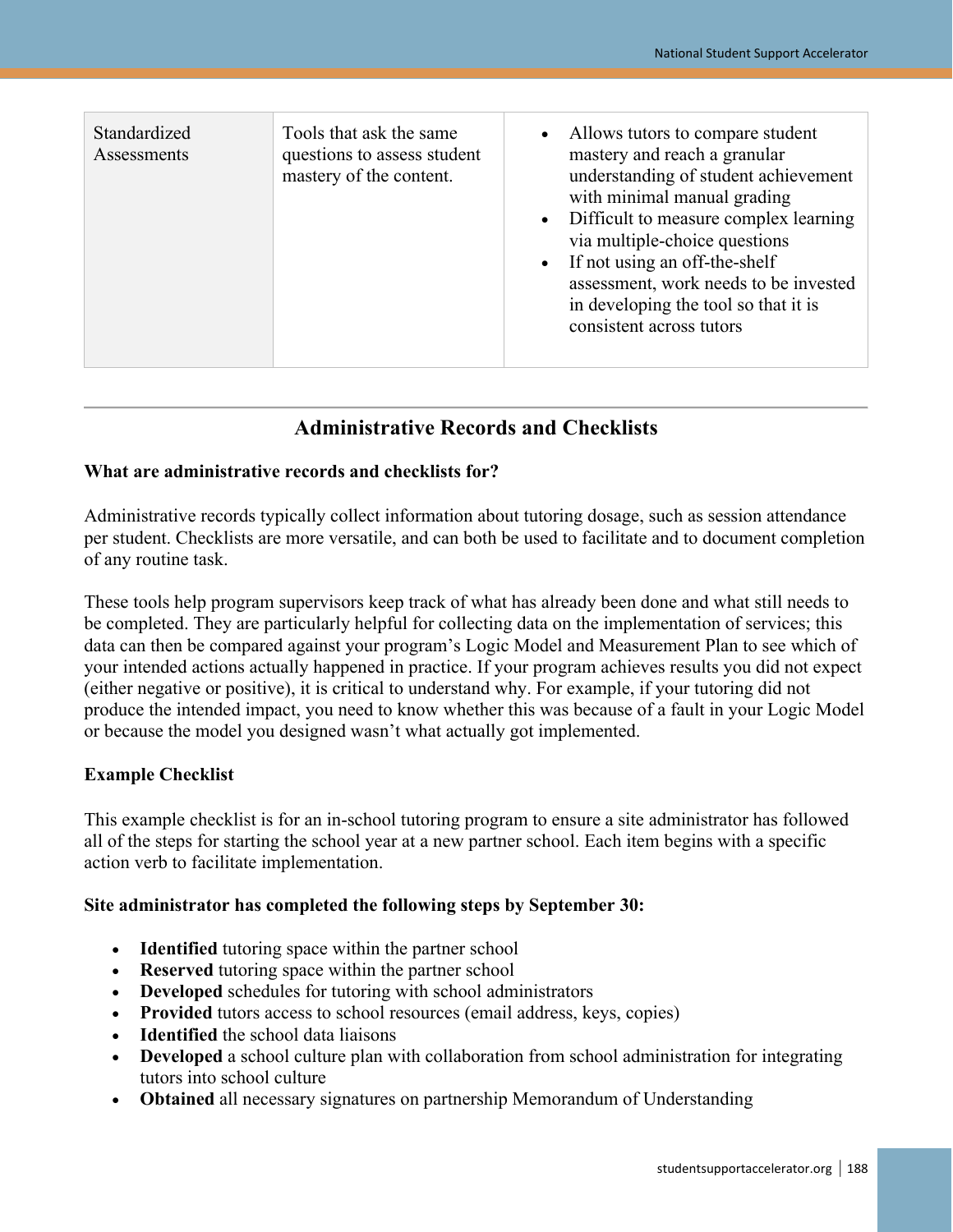| Standardized Assessments | Tools that ask the same questions to assess student mastery of the content. | • Allows tutors to compare student mastery and reach a granular understanding of student achievement with minimal manual grading<br>• Difficult to measure complex learning via multiple-choice questions<br>• If not using an off-the-shelf assessment, work needs to be invested in developing the tool so that it is consistent across tutors |
|---|---|---|

---

## Administrative Records and Checklists

**What are administrative records and checklists for?**

Administrative records typically collect information about tutoring dosage, such as session attendance per student. Checklists are more versatile, and can both be used to facilitate and to document completion of any routine task.

These tools help program supervisors keep track of what has already been done and what still needs to be completed. They are particularly helpful for collecting data on the implementation of services; this data can then be compared against your program's Logic Model and Measurement Plan to see which of your intended actions actually happened in practice. If your program achieves results you did not expect (either negative or positive), it is critical to understand why. For example, if your tutoring did not produce the intended impact, you need to know whether this was because of a fault in your Logic Model or because the model you designed wasn't what actually got implemented.

**Example Checklist**

This example checklist is for an in-school tutoring program to ensure a site administrator has followed all of the steps for starting the school year at a new partner school. Each item begins with a specific action verb to facilitate implementation.

**Site administrator has completed the following steps by September 30:**

- **Identified** tutoring space within the partner school
- **Reserved** tutoring space within the partner school
- **Developed** schedules for tutoring with school administrators
- **Provided** tutors access to school resources (email address, keys, copies)
- **Identified** the school data liaisons
- **Developed** a school culture plan with collaboration from school administration for integrating tutors into school culture
- **Obtained** all necessary signatures on partnership Memorandum of Understanding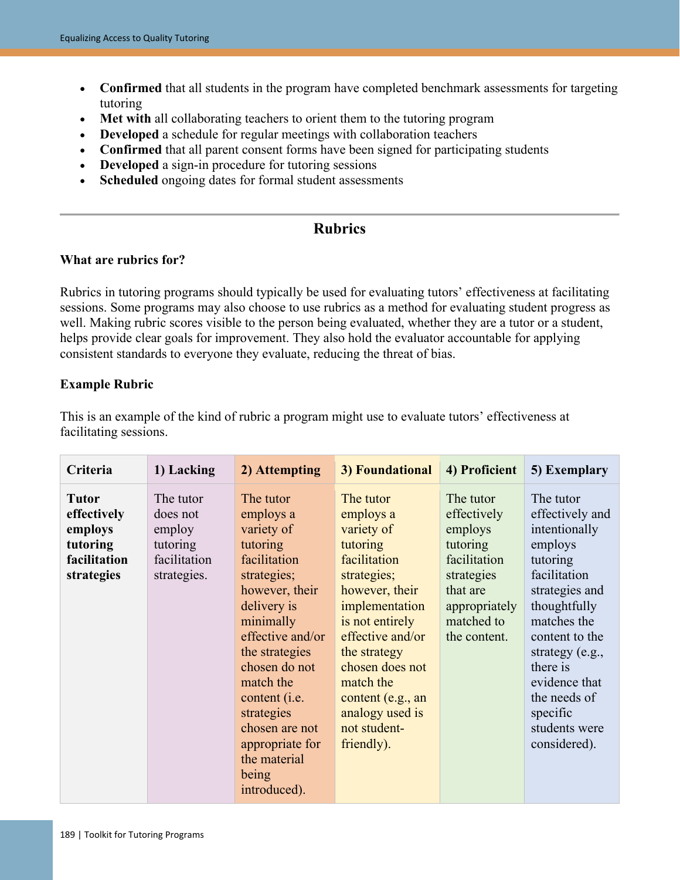- **Confirmed** that all students in the program have completed benchmark assessments for targeting tutoring
- **Met with** all collaborating teachers to orient them to the tutoring program
- **Developed** a schedule for regular meetings with collaboration teachers
- **Confirmed** that all parent consent forms have been signed for participating students
- **Developed** a sign-in procedure for tutoring sessions
- **Scheduled** ongoing dates for formal student assessments

---

## Rubrics

### What are rubrics for?

Rubrics in tutoring programs should typically be used for evaluating tutors' effectiveness at facilitating sessions. Some programs may also choose to use rubrics as a method for evaluating student progress as well. Making rubric scores visible to the person being evaluated, whether they are a tutor or a student, helps provide clear goals for improvement. They also hold the evaluator accountable for applying consistent standards to everyone they evaluate, reducing the threat of bias.

### Example Rubric

This is an example of the kind of rubric a program might use to evaluate tutors' effectiveness at facilitating sessions.

| Criteria | 1) Lacking | 2) Attempting | 3) Foundational | 4) Proficient | 5) Exemplary |
|---|---|---|---|---|---|
| **Tutor effectively employs tutoring facilitation strategies** | The tutor does not employ tutoring facilitation strategies. | The tutor employs a variety of tutoring facilitation strategies; however, their delivery is minimally effective and/or the strategies chosen do not match the content (i.e. strategies chosen are not appropriate for the material being introduced). | The tutor employs a variety of tutoring facilitation strategies; however, their implementation is not entirely effective and/or the strategy chosen does not match the content (e.g., an analogy used is not student-friendly). | The tutor effectively employs tutoring facilitation strategies that are appropriately matched to the content. | The tutor effectively and intentionally employs tutoring facilitation strategies and thoughtfully matches the content to the strategy (e.g., there is evidence that the needs of specific students were considered). |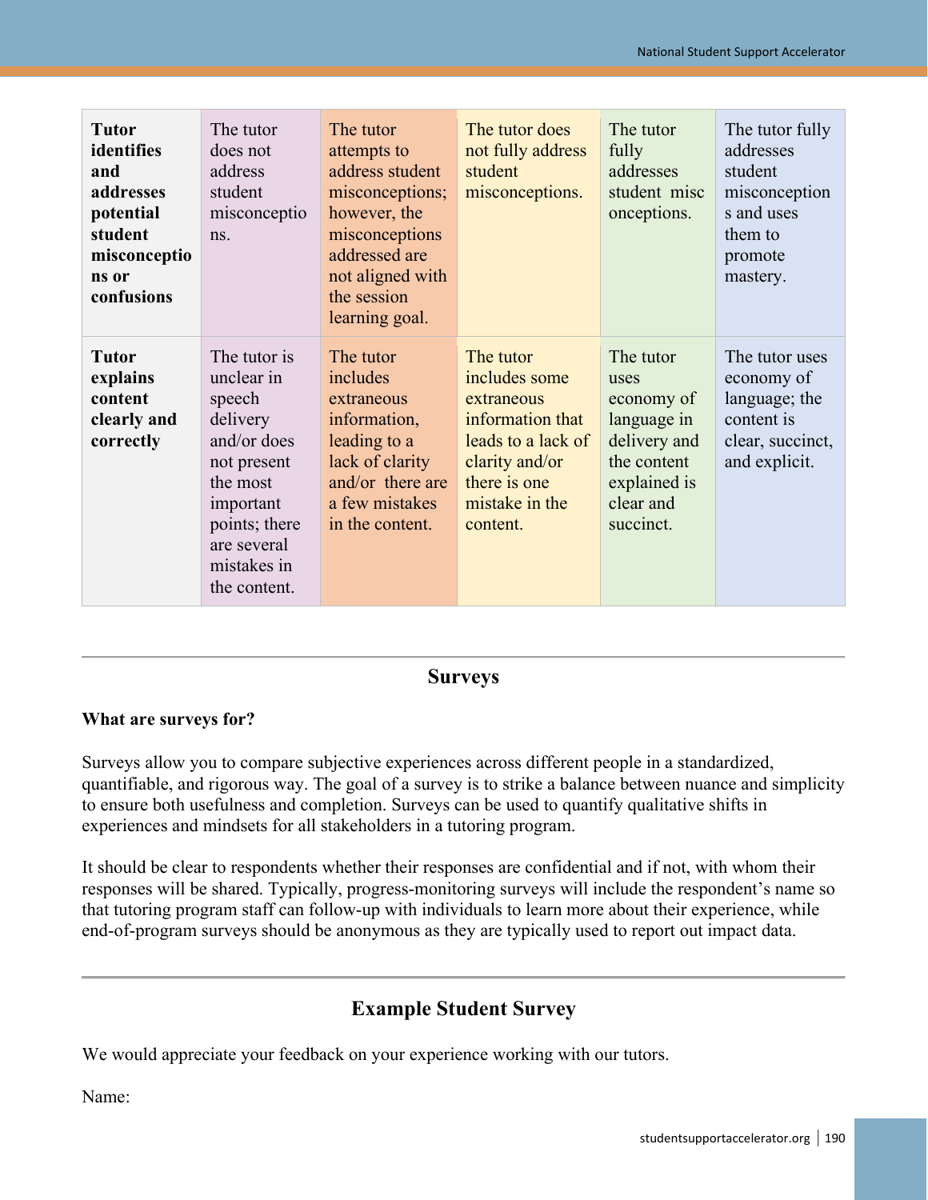| **Tutor identifies and addresses potential student misconceptions or confusions** | The tutor does not address student misconceptions. | The tutor attempts to address student misconceptions; however, the misconceptions addressed are not aligned with the session learning goal. | The tutor does not fully address student misconceptions. | The tutor fully addresses student misconceptions. | The tutor fully addresses student misconceptions and uses them to promote mastery. |
|---|---|---|---|---|---|
| **Tutor explains content clearly and correctly** | The tutor is unclear in speech delivery and/or does not present the most important points; there are several mistakes in the content. | The tutor includes extraneous information, leading to a lack of clarity and/or there are a few mistakes in the content. | The tutor includes some extraneous information that leads to a lack of clarity and/or there is one mistake in the content. | The tutor uses economy of language in delivery and the content explained is clear and succinct. | The tutor uses economy of language; the content is clear, succinct, and explicit. |

## Surveys

**What are surveys for?**

Surveys allow you to compare subjective experiences across different people in a standardized, quantifiable, and rigorous way. The goal of a survey is to strike a balance between nuance and simplicity to ensure both usefulness and completion. Surveys can be used to quantify qualitative shifts in experiences and mindsets for all stakeholders in a tutoring program.

It should be clear to respondents whether their responses are confidential and if not, with whom their responses will be shared. Typically, progress-monitoring surveys will include the respondent's name so that tutoring program staff can follow-up with individuals to learn more about their experience, while end-of-program surveys should be anonymous as they are typically used to report out impact data.

## Example Student Survey

We would appreciate your feedback on your experience working with our tutors.

Name: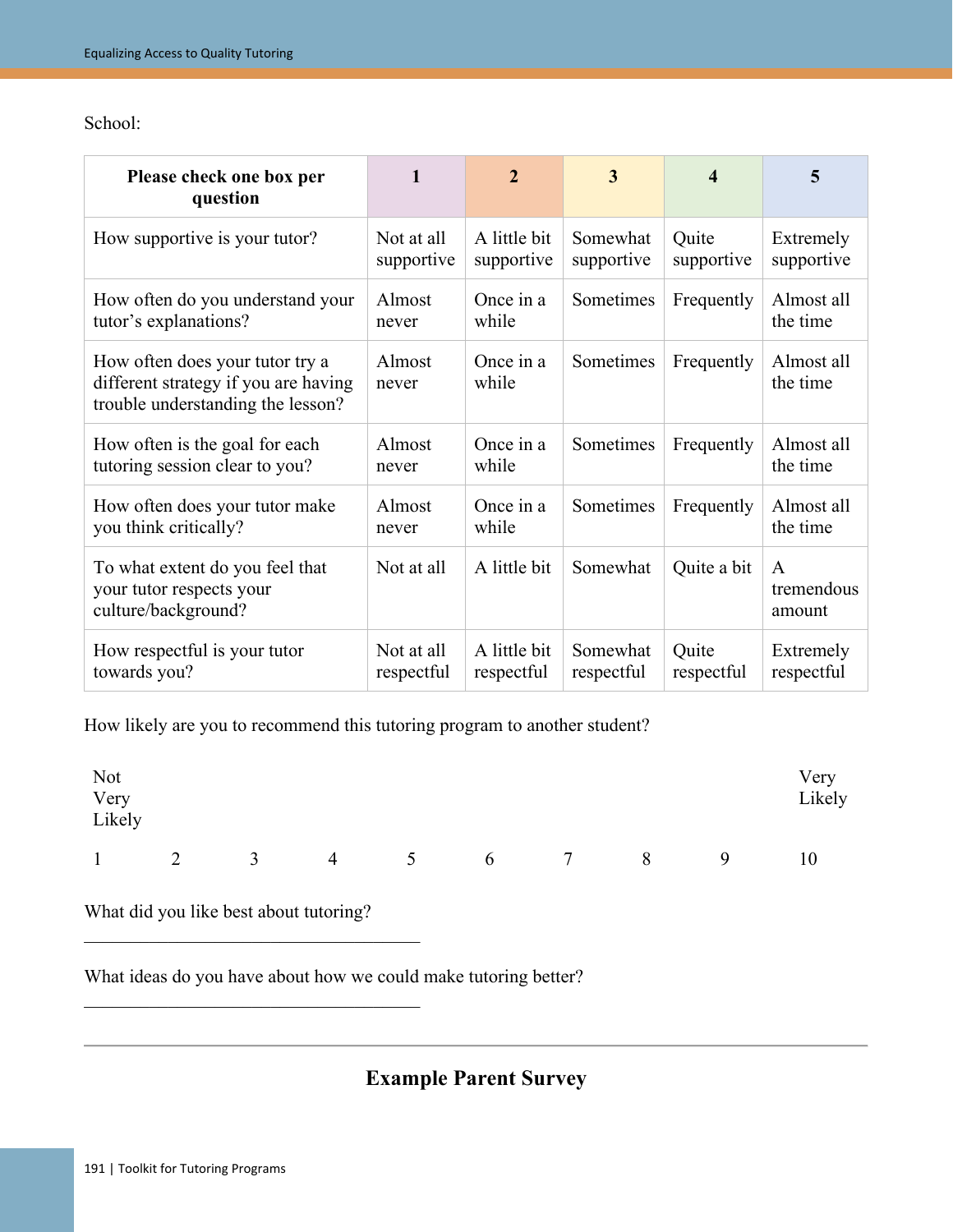School:

| Please check one box per question | 1 | 2 | 3 | 4 | 5 |
|---|---|---|---|---|---|
| How supportive is your tutor? | Not at all supportive | A little bit supportive | Somewhat supportive | Quite supportive | Extremely supportive |
| How often do you understand your tutor's explanations? | Almost never | Once in a while | Sometimes | Frequently | Almost all the time |
| How often does your tutor try a different strategy if you are having trouble understanding the lesson? | Almost never | Once in a while | Sometimes | Frequently | Almost all the time |
| How often is the goal for each tutoring session clear to you? | Almost never | Once in a while | Sometimes | Frequently | Almost all the time |
| How often does your tutor make you think critically? | Almost never | Once in a while | Sometimes | Frequently | Almost all the time |
| To what extent do you feel that your tutor respects your culture/background? | Not at all | A little bit | Somewhat | Quite a bit | A tremendous amount |
| How respectful is your tutor towards you? | Not at all respectful | A little bit respectful | Somewhat respectful | Quite respectful | Extremely respectful |

How likely are you to recommend this tutoring program to another student?

| Not Very Likely | | | | | | | | | Very Likely |
|---|---|---|---|---|---|---|---|---|---|
| 1 | 2 | 3 | 4 | 5 | 6 | 7 | 8 | 9 | 10 |

What did you like best about tutoring?

\_\_\_\_\_\_\_\_\_\_\_\_\_\_\_\_\_\_\_\_\_\_\_\_\_\_\_\_\_\_\_\_\_\_\_\_\_\_\_\_\_\_

What ideas do you have about how we could make tutoring better?

\_\_\_\_\_\_\_\_\_\_\_\_\_\_\_\_\_\_\_\_\_\_\_\_\_\_\_\_\_\_\_\_\_\_\_\_\_\_\_\_\_\_

---

## Example Parent Survey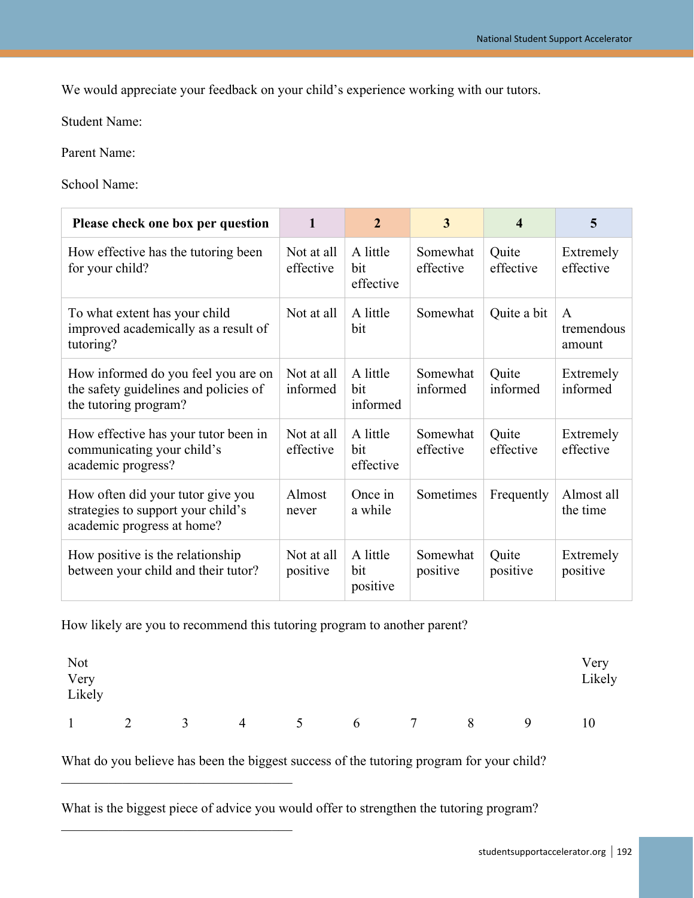We would appreciate your feedback on your child's experience working with our tutors.

Student Name:

Parent Name:

School Name:

| **Please check one box per question** | **1** | **2** | **3** | **4** | **5** |
|---|---|---|---|---|---|
| How effective has the tutoring been for your child? | Not at all effective | A little bit effective | Somewhat effective | Quite effective | Extremely effective |
| To what extent has your child improved academically as a result of tutoring? | Not at all | A little bit | Somewhat | Quite a bit | A tremendous amount |
| How informed do you feel you are on the safety guidelines and policies of the tutoring program? | Not at all informed | A little bit informed | Somewhat informed | Quite informed | Extremely informed |
| How effective has your tutor been in communicating your child's academic progress? | Not at all effective | A little bit effective | Somewhat effective | Quite effective | Extremely effective |
| How often did your tutor give you strategies to support your child's academic progress at home? | Almost never | Once in a while | Sometimes | Frequently | Almost all the time |
| How positive is the relationship between your child and their tutor? | Not at all positive | A little bit positive | Somewhat positive | Quite positive | Extremely positive |

How likely are you to recommend this tutoring program to another parent?

| Not Very Likely | | | | | | | | | Very Likely |
|---|---|---|---|---|---|---|---|---|---|
| 1 | 2 | 3 | 4 | 5 | 6 | 7 | 8 | 9 | 10 |

What do you believe has been the biggest success of the tutoring program for your child?

_________________________________

What is the biggest piece of advice you would offer to strengthen the tutoring program?

_________________________________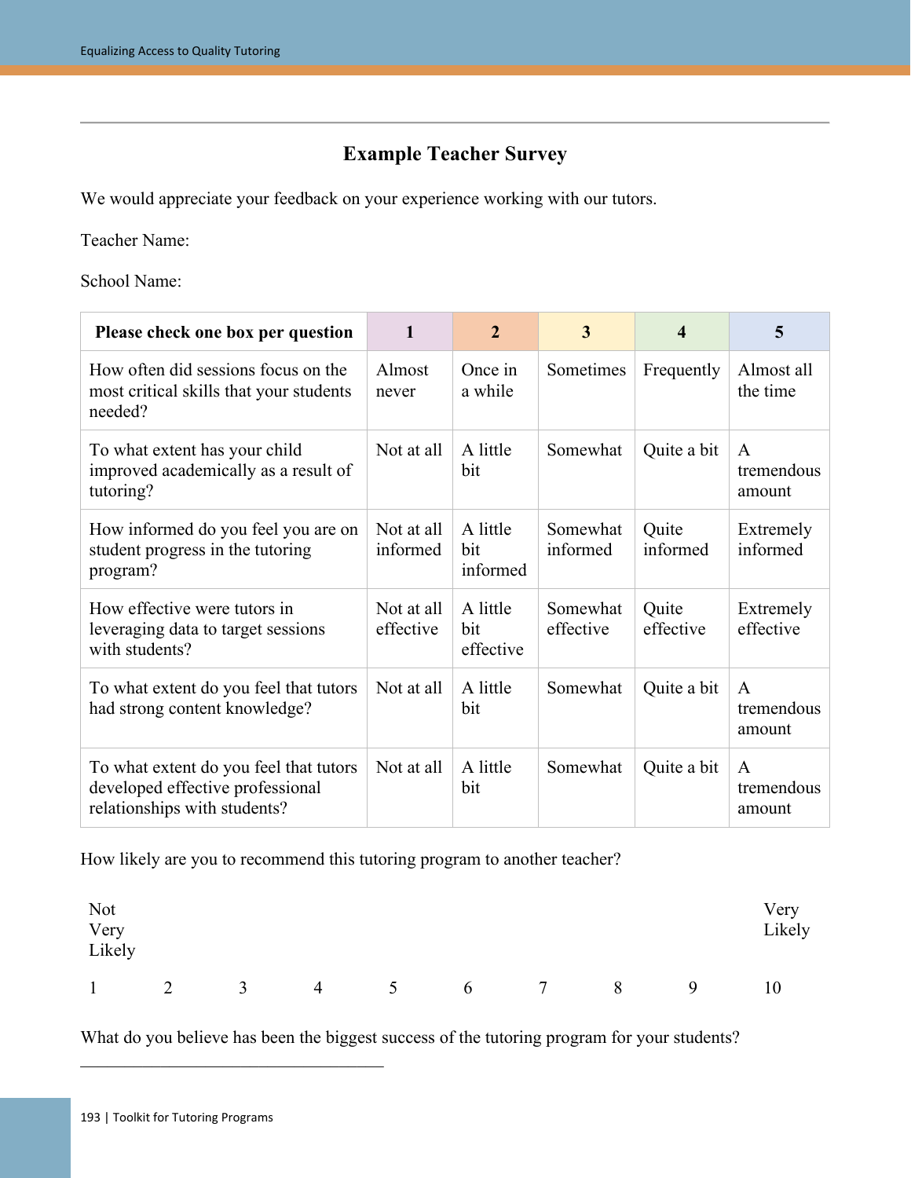## Example Teacher Survey

We would appreciate your feedback on your experience working with our tutors.

Teacher Name:

School Name:

| Please check one box per question | 1 | 2 | 3 | 4 | 5 |
|---|---|---|---|---|---|
| How often did sessions focus on the most critical skills that your students needed? | Almost never | Once in a while | Sometimes | Frequently | Almost all the time |
| To what extent has your child improved academically as a result of tutoring? | Not at all | A little bit | Somewhat | Quite a bit | A tremendous amount |
| How informed do you feel you are on student progress in the tutoring program? | Not at all informed | A little bit informed | Somewhat informed | Quite informed | Extremely informed |
| How effective were tutors in leveraging data to target sessions with students? | Not at all effective | A little bit effective | Somewhat effective | Quite effective | Extremely effective |
| To what extent do you feel that tutors had strong content knowledge? | Not at all | A little bit | Somewhat | Quite a bit | A tremendous amount |
| To what extent do you feel that tutors developed effective professional relationships with students? | Not at all | A little bit | Somewhat | Quite a bit | A tremendous amount |

How likely are you to recommend this tutoring program to another teacher?

| Not Very Likely | | | | | | | | | Very Likely |
|---|---|---|---|---|---|---|---|---|---|
| 1 | 2 | 3 | 4 | 5 | 6 | 7 | 8 | 9 | 10 |

What do you believe has been the biggest success of the tutoring program for your students?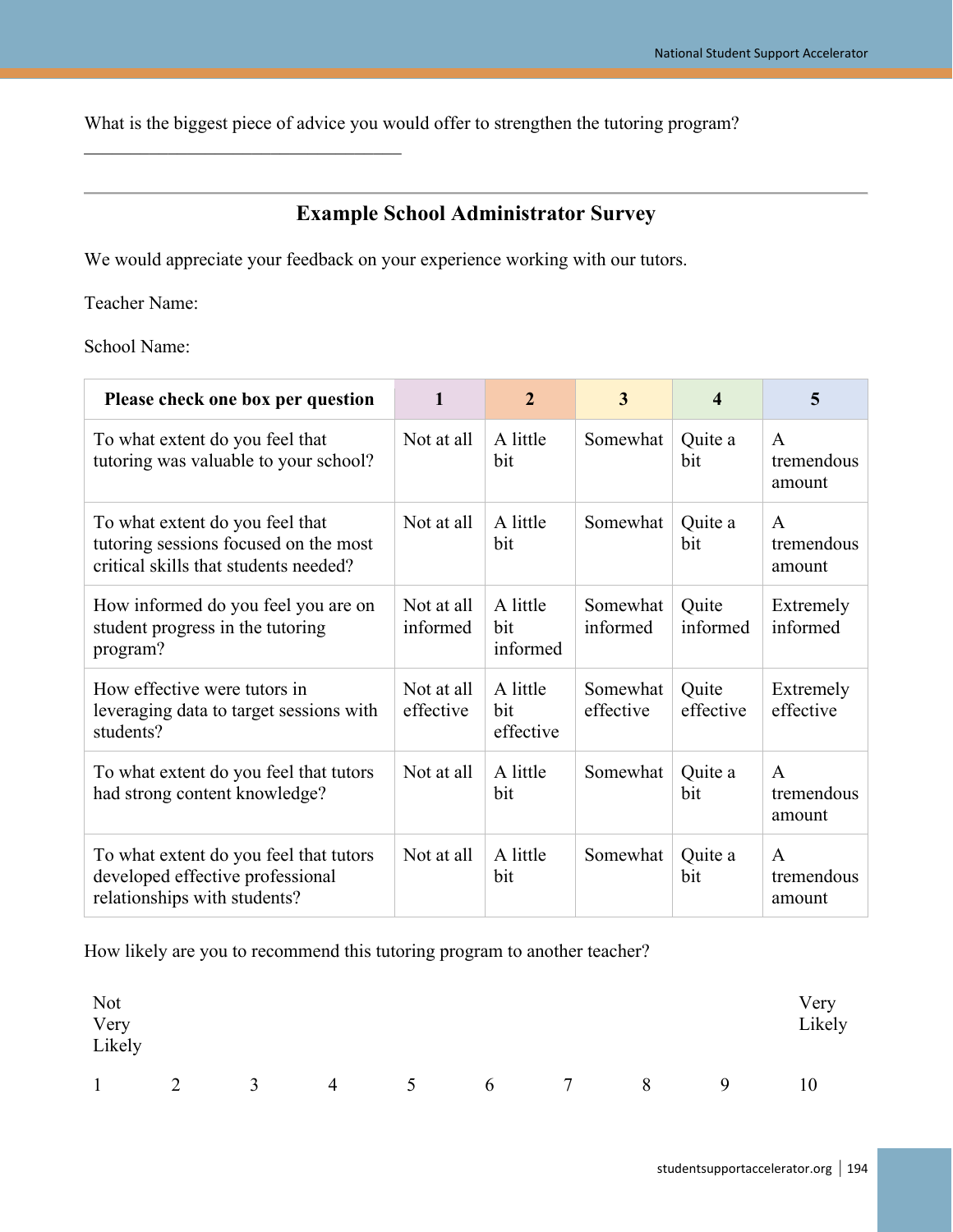What is the biggest piece of advice you would offer to strengthen the tutoring program?

___________________________________

---

## Example School Administrator Survey

We would appreciate your feedback on your experience working with our tutors.

Teacher Name:

School Name:

| Please check one box per question | 1 | 2 | 3 | 4 | 5 |
|---|---|---|---|---|---|
| To what extent do you feel that tutoring was valuable to your school? | Not at all | A little bit | Somewhat | Quite a bit | A tremendous amount |
| To what extent do you feel that tutoring sessions focused on the most critical skills that students needed? | Not at all | A little bit | Somewhat | Quite a bit | A tremendous amount |
| How informed do you feel you are on student progress in the tutoring program? | Not at all informed | A little bit informed | Somewhat informed | Quite informed | Extremely informed |
| How effective were tutors in leveraging data to target sessions with students? | Not at all effective | A little bit effective | Somewhat effective | Quite effective | Extremely effective |
| To what extent do you feel that tutors had strong content knowledge? | Not at all | A little bit | Somewhat | Quite a bit | A tremendous amount |
| To what extent do you feel that tutors developed effective professional relationships with students? | Not at all | A little bit | Somewhat | Quite a bit | A tremendous amount |

How likely are you to recommend this tutoring program to another teacher?

| Not Very Likely | | | | | | | | | Very Likely |
|---|---|---|---|---|---|---|---|---|---|
| 1 | 2 | 3 | 4 | 5 | 6 | 7 | 8 | 9 | 10 |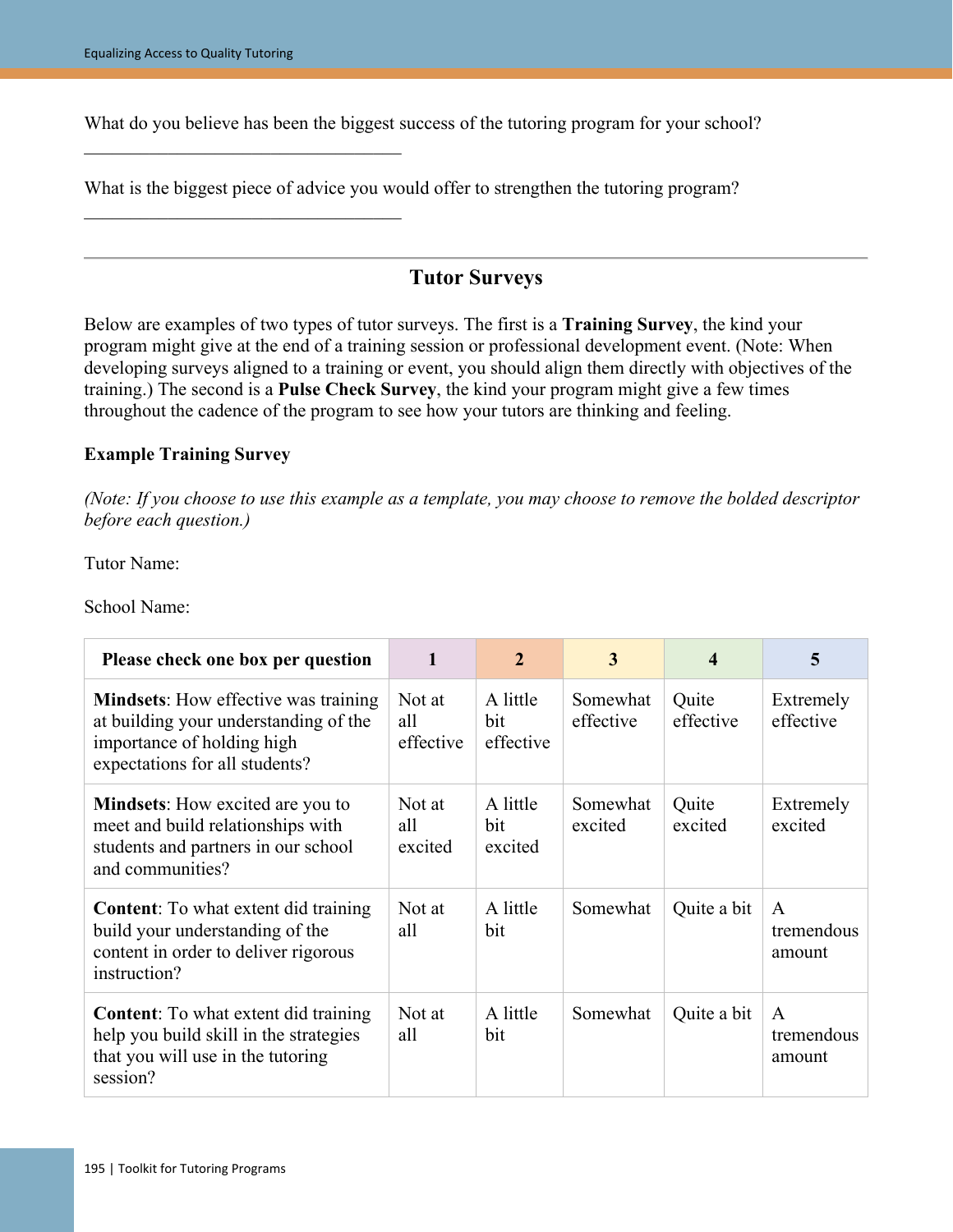What do you believe has been the biggest success of the tutoring program for your school?

\_\_\_\_\_\_\_\_\_\_\_\_\_\_\_\_\_\_\_\_\_\_\_\_\_\_\_\_\_\_\_\_\_\_\_\_

What is the biggest piece of advice you would offer to strengthen the tutoring program?

\_\_\_\_\_\_\_\_\_\_\_\_\_\_\_\_\_\_\_\_\_\_\_\_\_\_\_\_\_\_\_\_\_\_\_\_

---

## Tutor Surveys

Below are examples of two types of tutor surveys. The first is a **Training Survey**, the kind your program might give at the end of a training session or professional development event. (Note: When developing surveys aligned to a training or event, you should align them directly with objectives of the training.) The second is a **Pulse Check Survey**, the kind your program might give a few times throughout the cadence of the program to see how your tutors are thinking and feeling.

### Example Training Survey

*(Note: If you choose to use this example as a template, you may choose to remove the bolded descriptor before each question.)*

Tutor Name:

School Name:

| Please check one box per question | 1 | 2 | 3 | 4 | 5 |
|---|---|---|---|---|---|
| **Mindsets**: How effective was training at building your understanding of the importance of holding high expectations for all students? | Not at all effective | A little bit effective | Somewhat effective | Quite effective | Extremely effective |
| **Mindsets**: How excited are you to meet and build relationships with students and partners in our school and communities? | Not at all excited | A little bit excited | Somewhat excited | Quite excited | Extremely excited |
| **Content**: To what extent did training build your understanding of the content in order to deliver rigorous instruction? | Not at all | A little bit | Somewhat | Quite a bit | A tremendous amount |
| **Content**: To what extent did training help you build skill in the strategies that you will use in the tutoring session? | Not at all | A little bit | Somewhat | Quite a bit | A tremendous amount |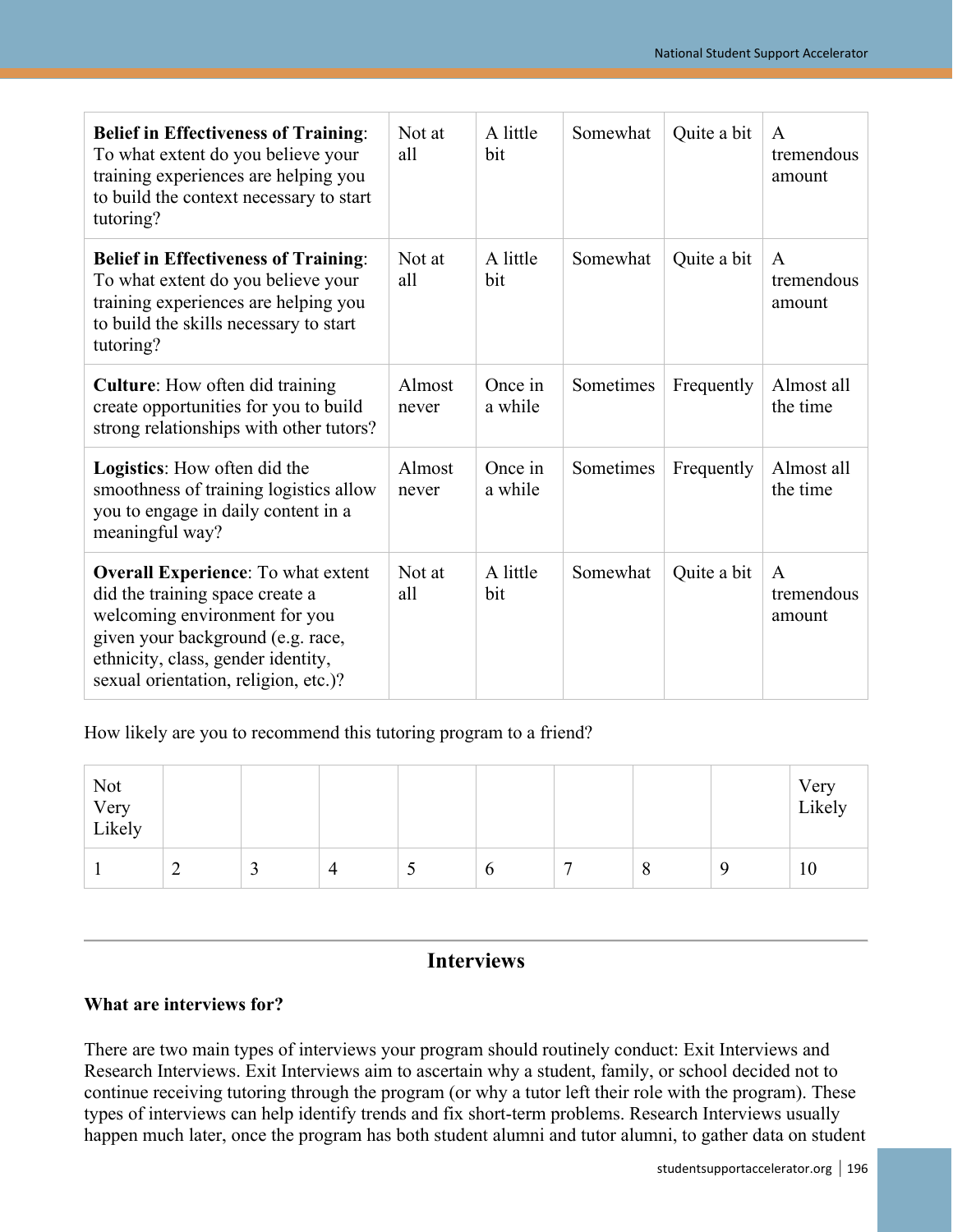| **Belief in Effectiveness of Training**: To what extent do you believe your training experiences are helping you to build the context necessary to start tutoring? | Not at all | A little bit | Somewhat | Quite a bit | A tremendous amount |
|---|---|---|---|---|---|
| **Belief in Effectiveness of Training**: To what extent do you believe your training experiences are helping you to build the skills necessary to start tutoring? | Not at all | A little bit | Somewhat | Quite a bit | A tremendous amount |
| **Culture**: How often did training create opportunities for you to build strong relationships with other tutors? | Almost never | Once in a while | Sometimes | Frequently | Almost all the time |
| **Logistics**: How often did the smoothness of training logistics allow you to engage in daily content in a meaningful way? | Almost never | Once in a while | Sometimes | Frequently | Almost all the time |
| **Overall Experience**: To what extent did the training space create a welcoming environment for you given your background (e.g. race, ethnicity, class, gender identity, sexual orientation, religion, etc.)? | Not at all | A little bit | Somewhat | Quite a bit | A tremendous amount |

How likely are you to recommend this tutoring program to a friend?

| Not Very Likely | | | | | | | | | Very Likely |
|---|---|---|---|---|---|---|---|---|---|
| 1 | 2 | 3 | 4 | 5 | 6 | 7 | 8 | 9 | 10 |

---

## Interviews

**What are interviews for?**

There are two main types of interviews your program should routinely conduct: Exit Interviews and Research Interviews. Exit Interviews aim to ascertain why a student, family, or school decided not to continue receiving tutoring through the program (or why a tutor left their role with the program). These types of interviews can help identify trends and fix short-term problems. Research Interviews usually happen much later, once the program has both student alumni and tutor alumni, to gather data on student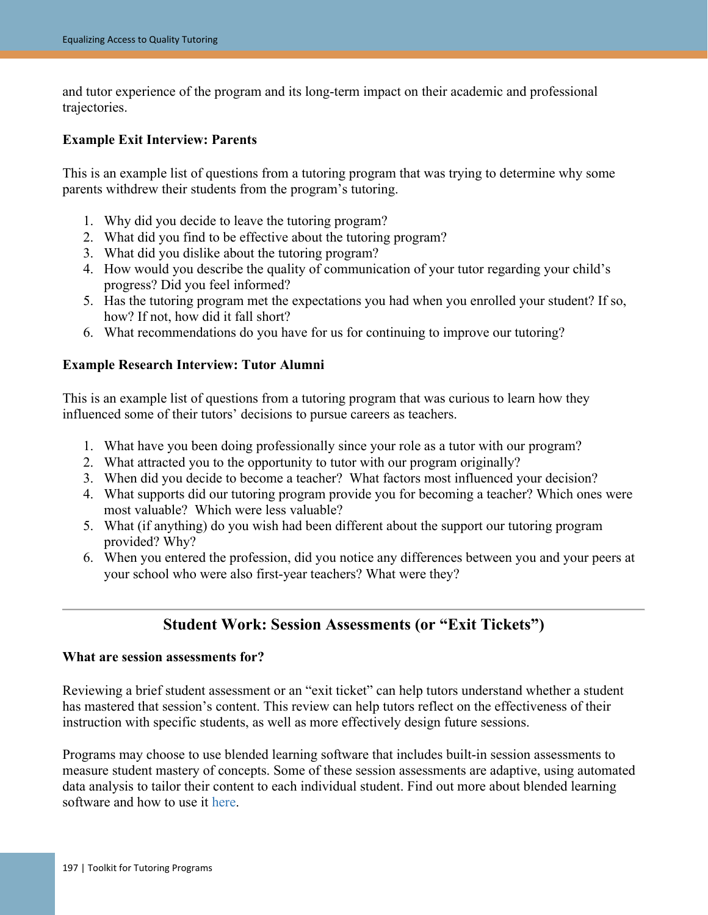and tutor experience of the program and its long-term impact on their academic and professional trajectories.

**Example Exit Interview: Parents**

This is an example list of questions from a tutoring program that was trying to determine why some parents withdrew their students from the program's tutoring.

1. Why did you decide to leave the tutoring program?
2. What did you find to be effective about the tutoring program?
3. What did you dislike about the tutoring program?
4. How would you describe the quality of communication of your tutor regarding your child's progress? Did you feel informed?
5. Has the tutoring program met the expectations you had when you enrolled your student? If so, how? If not, how did it fall short?
6. What recommendations do you have for us for continuing to improve our tutoring?

**Example Research Interview: Tutor Alumni**

This is an example list of questions from a tutoring program that was curious to learn how they influenced some of their tutors' decisions to pursue careers as teachers.

1. What have you been doing professionally since your role as a tutor with our program?
2. What attracted you to the opportunity to tutor with our program originally?
3. When did you decide to become a teacher? What factors most influenced your decision?
4. What supports did our tutoring program provide you for becoming a teacher? Which ones were most valuable? Which were less valuable?
5. What (if anything) do you wish had been different about the support our tutoring program provided? Why?
6. When you entered the profession, did you notice any differences between you and your peers at your school who were also first-year teachers? What were they?

---

## Student Work: Session Assessments (or "Exit Tickets")

**What are session assessments for?**

Reviewing a brief student assessment or an "exit ticket" can help tutors understand whether a student has mastered that session's content. This review can help tutors reflect on the effectiveness of their instruction with specific students, as well as more effectively design future sessions.

Programs may choose to use blended learning software that includes built-in session assessments to measure student mastery of concepts. Some of these session assessments are adaptive, using automated data analysis to tailor their content to each individual student. Find out more about blended learning software and how to use it here.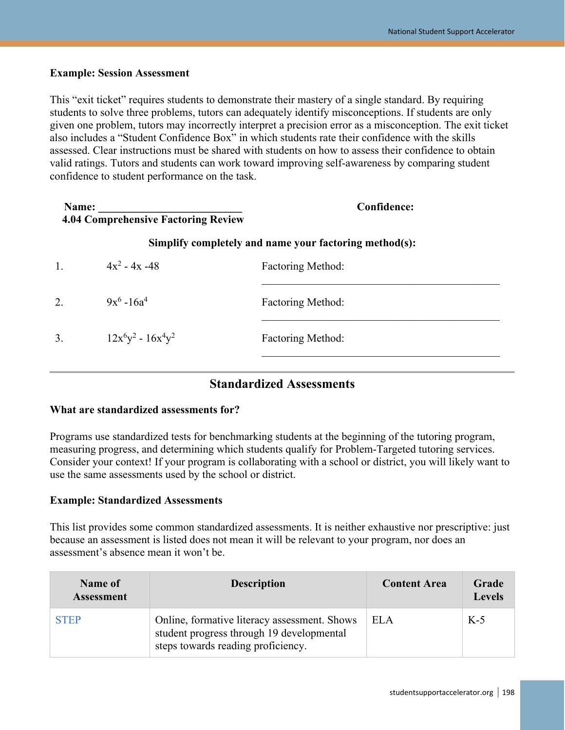**Example: Session Assessment**

This "exit ticket" requires students to demonstrate their mastery of a single standard. By requiring students to solve three problems, tutors can adequately identify misconceptions. If students are only given one problem, tutors may incorrectly interpret a precision error as a misconception. The exit ticket also includes a "Student Confidence Box" in which students rate their confidence with the skills assessed. Clear instructions must be shared with students on how to assess their confidence to obtain valid ratings. Tutors and students can work toward improving self-awareness by comparing student confidence to student performance on the task.

**Name:** ___________________________ **Confidence:**

**4.04 Comprehensive Factoring Review**

**Simplify completely and name your factoring method(s):**

1. $4x^2 - 4x - 48$ Factoring Method: ___________________________

2. $9x^6 - 16a^4$ Factoring Method: ___________________________

3. $12x^6y^2 - 16x^4y^2$ Factoring Method: ___________________________

## Standardized Assessments

**What are standardized assessments for?**

Programs use standardized tests for benchmarking students at the beginning of the tutoring program, measuring progress, and determining which students qualify for Problem-Targeted tutoring services. Consider your context! If your program is collaborating with a school or district, you will likely want to use the same assessments used by the school or district.

**Example: Standardized Assessments**

This list provides some common standardized assessments. It is neither exhaustive nor prescriptive: just because an assessment is listed does not mean it will be relevant to your program, nor does an assessment's absence mean it won't be.

| Name of Assessment | Description | Content Area | Grade Levels |
|---|---|---|---|
| STEP | Online, formative literacy assessment. Shows student progress through 19 developmental steps towards reading proficiency. | ELA | K-5 |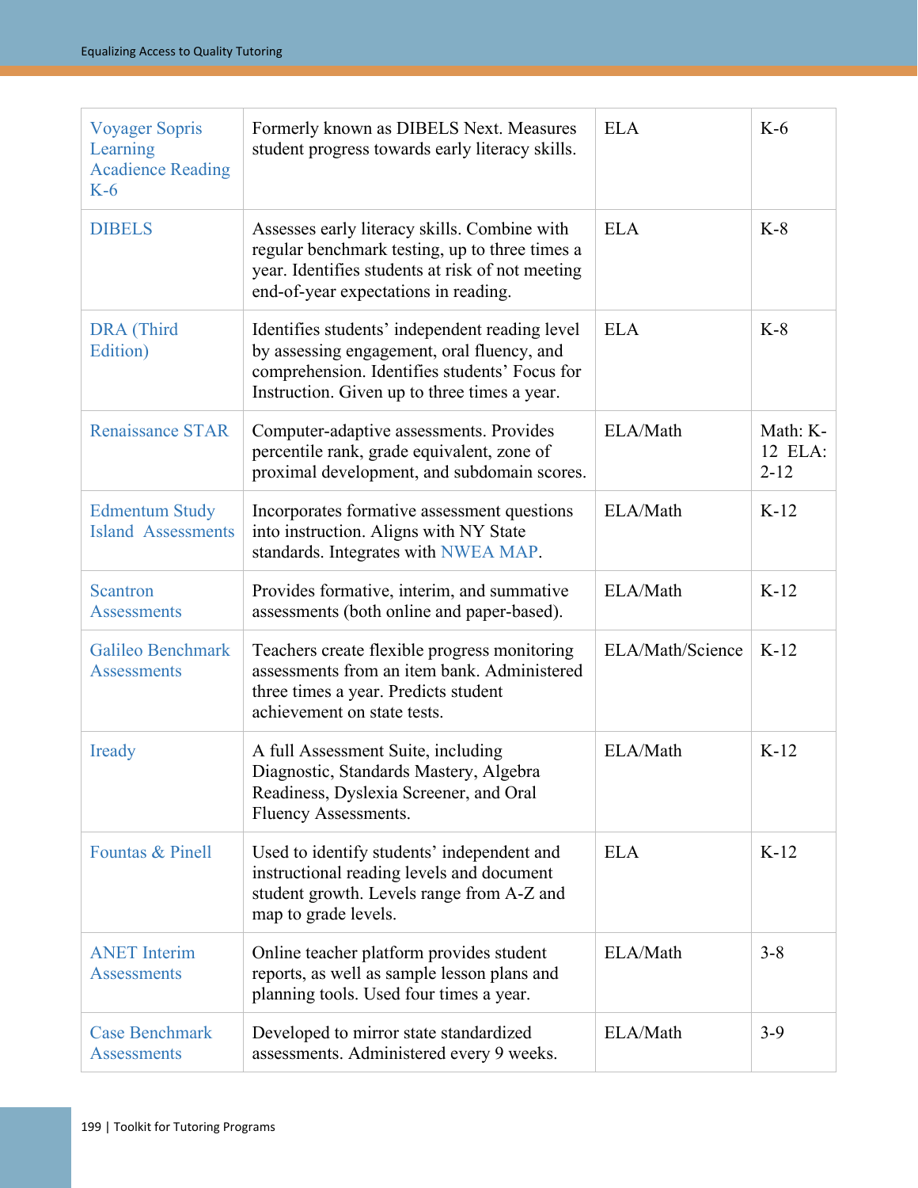| Voyager Sopris Learning Acadience Reading K-6 | Formerly known as DIBELS Next. Measures student progress towards early literacy skills. | ELA | K-6 |
|---|---|---|---|
| DIBELS | Assesses early literacy skills. Combine with regular benchmark testing, up to three times a year. Identifies students at risk of not meeting end-of-year expectations in reading. | ELA | K-8 |
| DRA (Third Edition) | Identifies students' independent reading level by assessing engagement, oral fluency, and comprehension. Identifies students' Focus for Instruction. Given up to three times a year. | ELA | K-8 |
| Renaissance STAR | Computer-adaptive assessments. Provides percentile rank, grade equivalent, zone of proximal development, and subdomain scores. | ELA/Math | Math: K-12 ELA: 2-12 |
| Edmentum Study Island Assessments | Incorporates formative assessment questions into instruction. Aligns with NY State standards. Integrates with NWEA MAP. | ELA/Math | K-12 |
| Scantron Assessments | Provides formative, interim, and summative assessments (both online and paper-based). | ELA/Math | K-12 |
| Galileo Benchmark Assessments | Teachers create flexible progress monitoring assessments from an item bank. Administered three times a year. Predicts student achievement on state tests. | ELA/Math/Science | K-12 |
| Iready | A full Assessment Suite, including Diagnostic, Standards Mastery, Algebra Readiness, Dyslexia Screener, and Oral Fluency Assessments. | ELA/Math | K-12 |
| Fountas & Pinell | Used to identify students' independent and instructional reading levels and document student growth. Levels range from A-Z and map to grade levels. | ELA | K-12 |
| ANET Interim Assessments | Online teacher platform provides student reports, as well as sample lesson plans and planning tools. Used four times a year. | ELA/Math | 3-8 |
| Case Benchmark Assessments | Developed to mirror state standardized assessments. Administered every 9 weeks. | ELA/Math | 3-9 |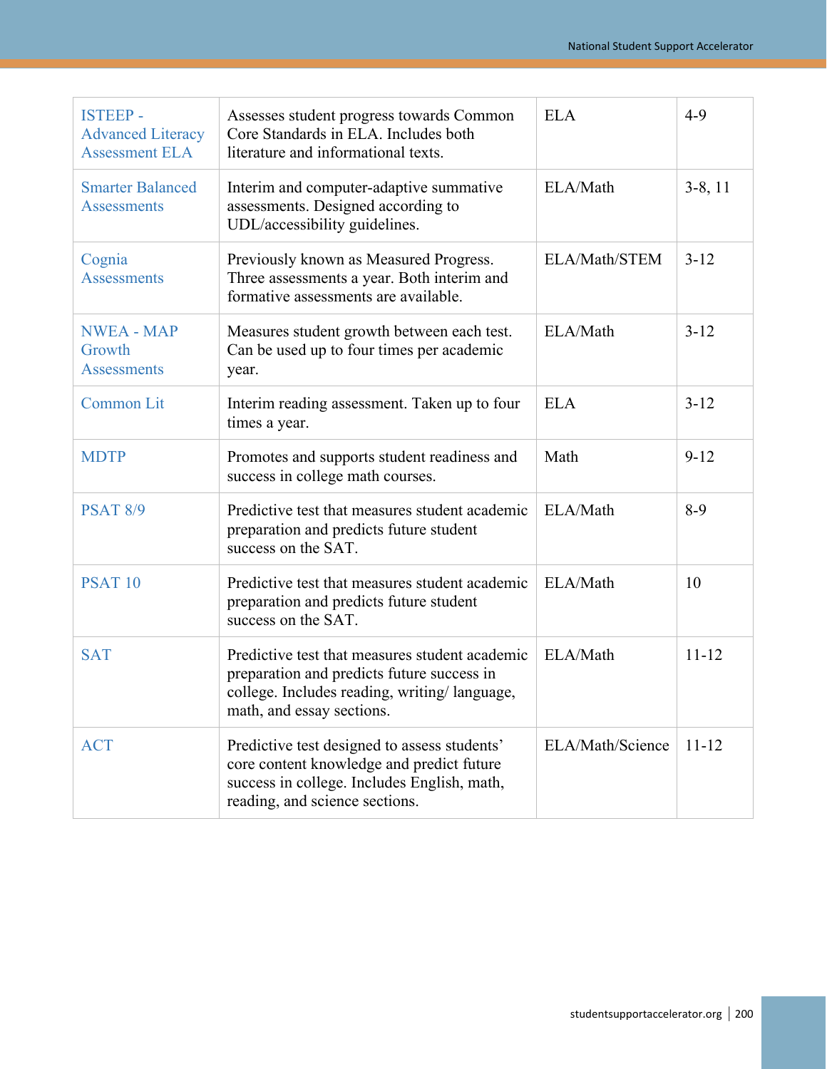| | | | |
|---|---|---|---|
| ISTEEP - Advanced Literacy Assessment ELA | Assesses student progress towards Common Core Standards in ELA. Includes both literature and informational texts. | ELA | 4-9 |
| Smarter Balanced Assessments | Interim and computer-adaptive summative assessments. Designed according to UDL/accessibility guidelines. | ELA/Math | 3-8, 11 |
| Cognia Assessments | Previously known as Measured Progress. Three assessments a year. Both interim and formative assessments are available. | ELA/Math/STEM | 3-12 |
| NWEA - MAP Growth Assessments | Measures student growth between each test. Can be used up to four times per academic year. | ELA/Math | 3-12 |
| Common Lit | Interim reading assessment. Taken up to four times a year. | ELA | 3-12 |
| MDTP | Promotes and supports student readiness and success in college math courses. | Math | 9-12 |
| PSAT 8/9 | Predictive test that measures student academic preparation and predicts future student success on the SAT. | ELA/Math | 8-9 |
| PSAT 10 | Predictive test that measures student academic preparation and predicts future student success on the SAT. | ELA/Math | 10 |
| SAT | Predictive test that measures student academic preparation and predicts future success in college. Includes reading, writing/ language, math, and essay sections. | ELA/Math | 11-12 |
| ACT | Predictive test designed to assess students' core content knowledge and predict future success in college. Includes English, math, reading, and science sections. | ELA/Math/Science | 11-12 |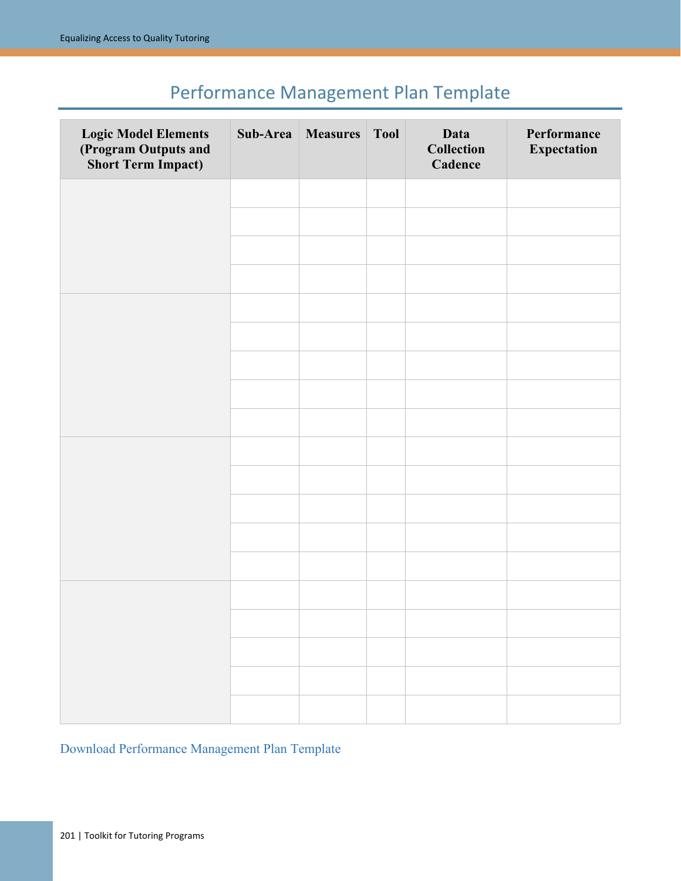# Performance Management Plan Template

| Logic Model Elements (Program Outputs and Short Term Impact) | Sub-Area | Measures | Tool | Data Collection Cadence | Performance Expectation |
|---|---|---|---|---|---|
| | | | | | |
| | | | | | |
| | | | | | |
| | | | | | |
| | | | | | |
| | | | | | |
| | | | | | |
| | | | | | |
| | | | | | |
| | | | | | |
| | | | | | |
| | | | | | |
| | | | | | |
| | | | | | |
| | | | | | |
| | | | | | |
| | | | | | |
| | | | | | |
| | | | | | |

Download Performance Management Plan Template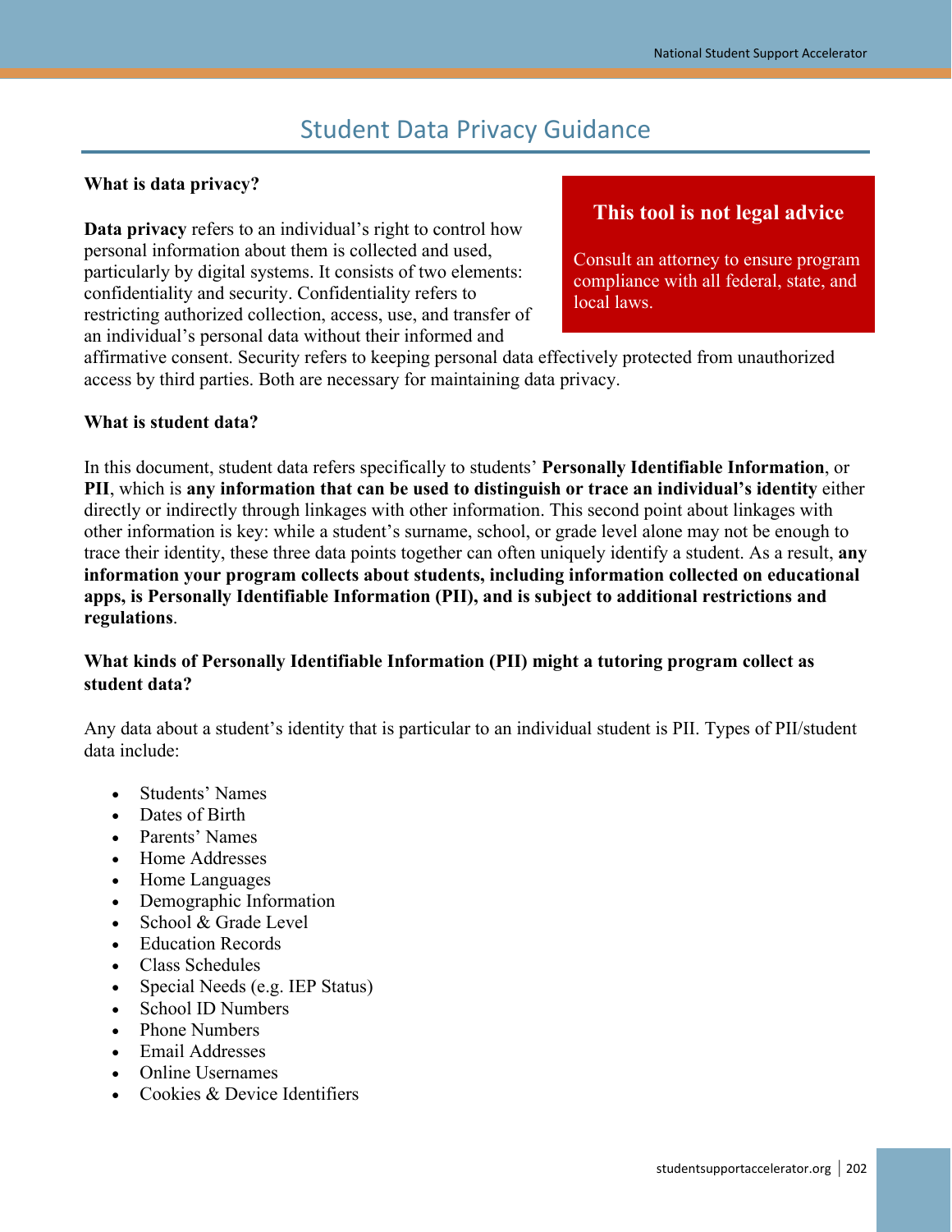# Student Data Privacy Guidance

**This tool is not legal advice**

Consult an attorney to ensure program compliance with all federal, state, and local laws.

**What is data privacy?**

**Data privacy** refers to an individual's right to control how personal information about them is collected and used, particularly by digital systems. It consists of two elements: confidentiality and security. Confidentiality refers to restricting authorized collection, access, use, and transfer of an individual's personal data without their informed and affirmative consent. Security refers to keeping personal data effectively protected from unauthorized access by third parties. Both are necessary for maintaining data privacy.

**What is student data?**

In this document, student data refers specifically to students' **Personally Identifiable Information**, or **PII**, which is **any information that can be used to distinguish or trace an individual's identity** either directly or indirectly through linkages with other information. This second point about linkages with other information is key: while a student's surname, school, or grade level alone may not be enough to trace their identity, these three data points together can often uniquely identify a student. As a result, **any information your program collects about students, including information collected on educational apps, is Personally Identifiable Information (PII), and is subject to additional restrictions and regulations**.

**What kinds of Personally Identifiable Information (PII) might a tutoring program collect as student data?**

Any data about a student's identity that is particular to an individual student is PII. Types of PII/student data include:

- Students' Names
- Dates of Birth
- Parents' Names
- Home Addresses
- Home Languages
- Demographic Information
- School & Grade Level
- Education Records
- Class Schedules
- Special Needs (e.g. IEP Status)
- School ID Numbers
- Phone Numbers
- Email Addresses
- Online Usernames
- Cookies & Device Identifiers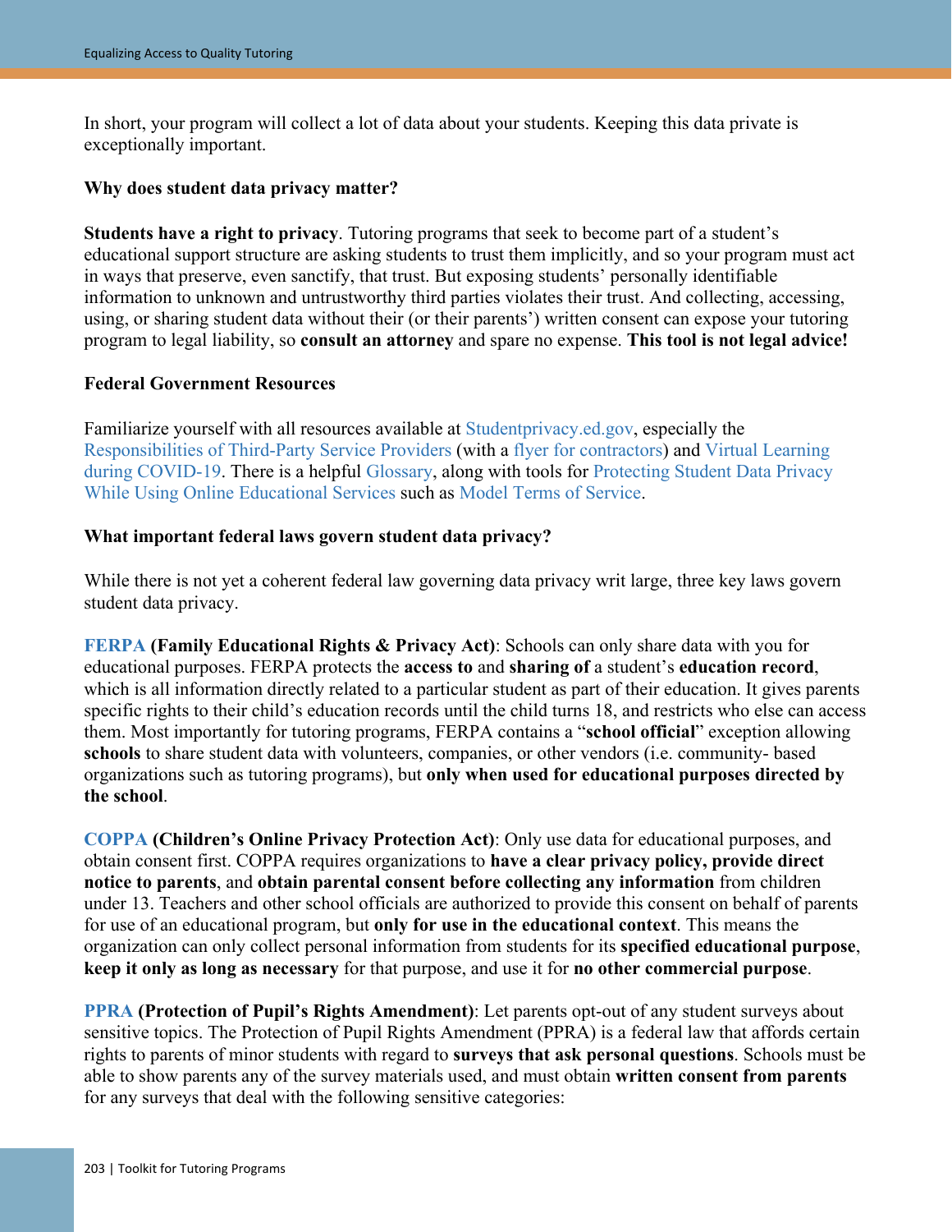In short, your program will collect a lot of data about your students. Keeping this data private is exceptionally important.

**Why does student data privacy matter?**

**Students have a right to privacy**. Tutoring programs that seek to become part of a student's educational support structure are asking students to trust them implicitly, and so your program must act in ways that preserve, even sanctify, that trust. But exposing students' personally identifiable information to unknown and untrustworthy third parties violates their trust. And collecting, accessing, using, or sharing student data without their (or their parents') written consent can expose your tutoring program to legal liability, so **consult an attorney** and spare no expense. **This tool is not legal advice!**

**Federal Government Resources**

Familiarize yourself with all resources available at Studentprivacy.ed.gov, especially the Responsibilities of Third-Party Service Providers (with a flyer for contractors) and Virtual Learning during COVID-19. There is a helpful Glossary, along with tools for Protecting Student Data Privacy While Using Online Educational Services such as Model Terms of Service.

**What important federal laws govern student data privacy?**

While there is not yet a coherent federal law governing data privacy writ large, three key laws govern student data privacy.

**FERPA (Family Educational Rights & Privacy Act)**: Schools can only share data with you for educational purposes. FERPA protects the **access to** and **sharing of** a student's **education record**, which is all information directly related to a particular student as part of their education. It gives parents specific rights to their child's education records until the child turns 18, and restricts who else can access them. Most importantly for tutoring programs, FERPA contains a "**school official**" exception allowing **schools** to share student data with volunteers, companies, or other vendors (i.e. community- based organizations such as tutoring programs), but **only when used for educational purposes directed by the school**.

**COPPA (Children's Online Privacy Protection Act)**: Only use data for educational purposes, and obtain consent first. COPPA requires organizations to **have a clear privacy policy, provide direct notice to parents**, and **obtain parental consent before collecting any information** from children under 13. Teachers and other school officials are authorized to provide this consent on behalf of parents for use of an educational program, but **only for use in the educational context**. This means the organization can only collect personal information from students for its **specified educational purpose**, **keep it only as long as necessary** for that purpose, and use it for **no other commercial purpose**.

**PPRA (Protection of Pupil's Rights Amendment)**: Let parents opt-out of any student surveys about sensitive topics. The Protection of Pupil Rights Amendment (PPRA) is a federal law that affords certain rights to parents of minor students with regard to **surveys that ask personal questions**. Schools must be able to show parents any of the survey materials used, and must obtain **written consent from parents** for any surveys that deal with the following sensitive categories: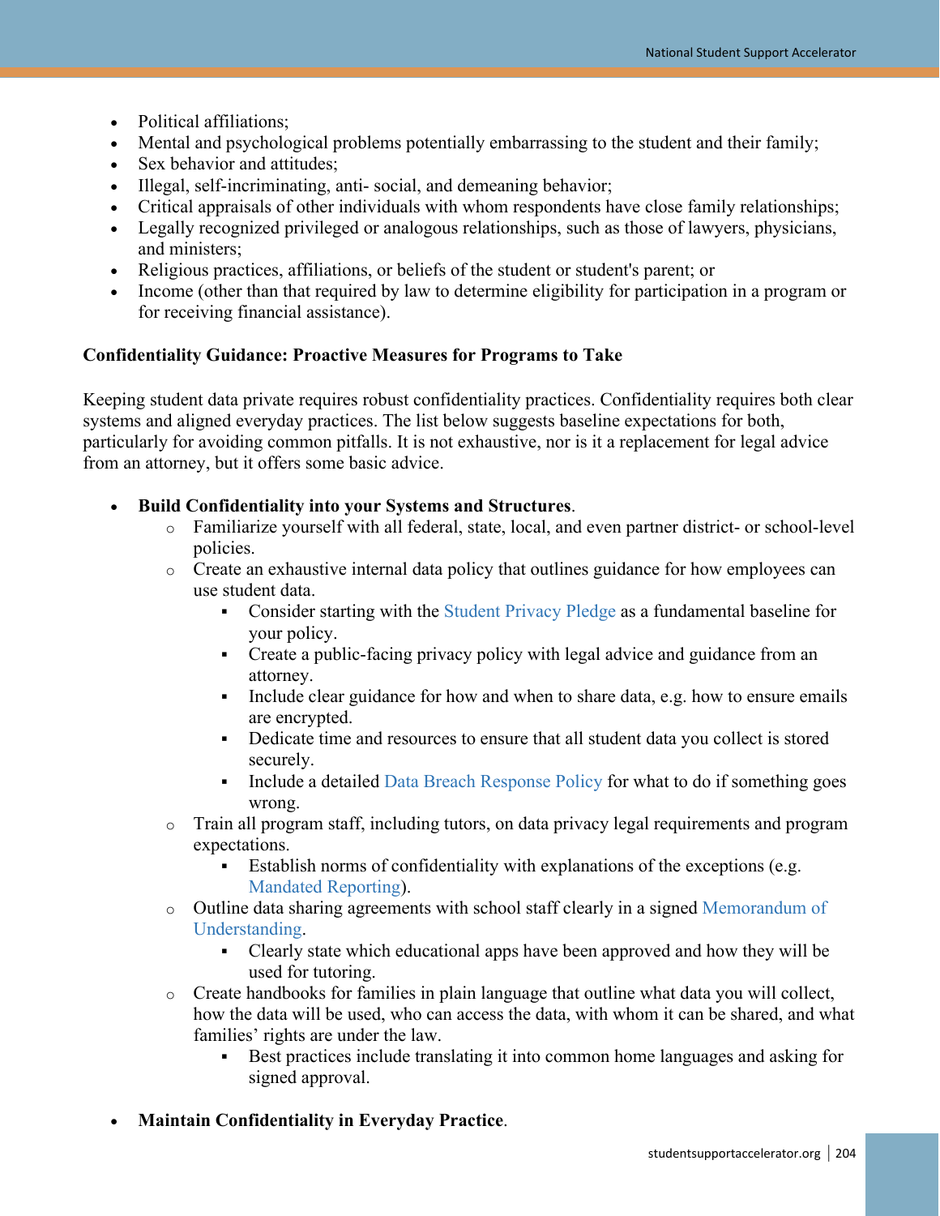- Political affiliations;
- Mental and psychological problems potentially embarrassing to the student and their family;
- Sex behavior and attitudes;
- Illegal, self-incriminating, anti- social, and demeaning behavior;
- Critical appraisals of other individuals with whom respondents have close family relationships;
- Legally recognized privileged or analogous relationships, such as those of lawyers, physicians, and ministers;
- Religious practices, affiliations, or beliefs of the student or student's parent; or
- Income (other than that required by law to determine eligibility for participation in a program or for receiving financial assistance).

**Confidentiality Guidance: Proactive Measures for Programs to Take**

Keeping student data private requires robust confidentiality practices. Confidentiality requires both clear systems and aligned everyday practices. The list below suggests baseline expectations for both, particularly for avoiding common pitfalls. It is not exhaustive, nor is it a replacement for legal advice from an attorney, but it offers some basic advice.

- **Build Confidentiality into your Systems and Structures**.
    - Familiarize yourself with all federal, state, local, and even partner district- or school-level policies.
    - Create an exhaustive internal data policy that outlines guidance for how employees can use student data.
        - Consider starting with the Student Privacy Pledge as a fundamental baseline for your policy.
        - Create a public-facing privacy policy with legal advice and guidance from an attorney.
        - Include clear guidance for how and when to share data, e.g. how to ensure emails are encrypted.
        - Dedicate time and resources to ensure that all student data you collect is stored securely.
        - Include a detailed Data Breach Response Policy for what to do if something goes wrong.
    - Train all program staff, including tutors, on data privacy legal requirements and program expectations.
        - Establish norms of confidentiality with explanations of the exceptions (e.g. Mandated Reporting).
    - Outline data sharing agreements with school staff clearly in a signed Memorandum of Understanding.
        - Clearly state which educational apps have been approved and how they will be used for tutoring.
    - Create handbooks for families in plain language that outline what data you will collect, how the data will be used, who can access the data, with whom it can be shared, and what families' rights are under the law.
        - Best practices include translating it into common home languages and asking for signed approval.

- **Maintain Confidentiality in Everyday Practice**.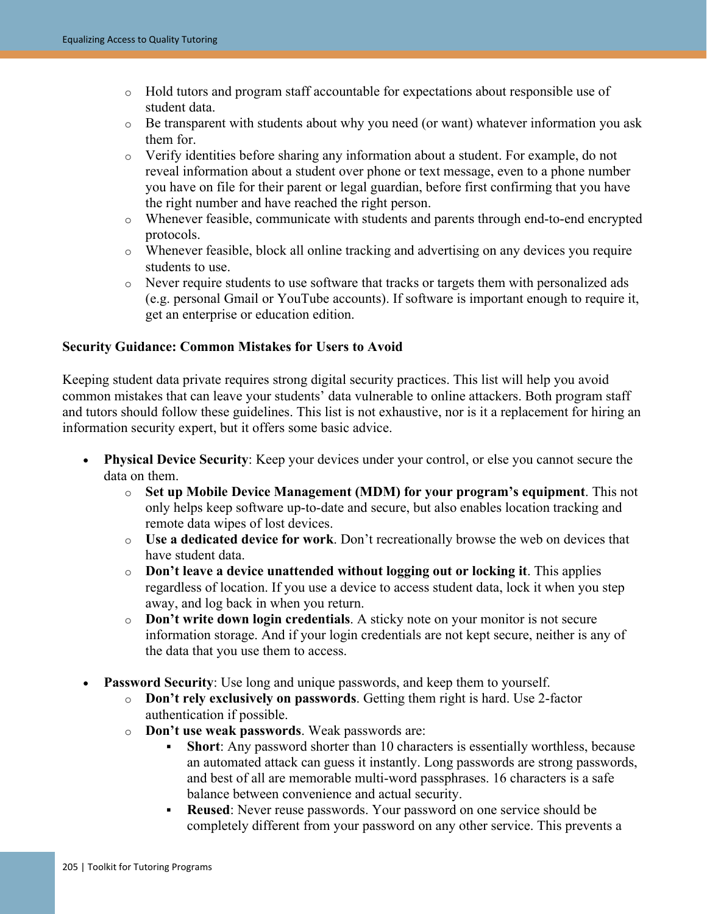- Hold tutors and program staff accountable for expectations about responsible use of student data.
- Be transparent with students about why you need (or want) whatever information you ask them for.
- Verify identities before sharing any information about a student. For example, do not reveal information about a student over phone or text message, even to a phone number you have on file for their parent or legal guardian, before first confirming that you have the right number and have reached the right person.
- Whenever feasible, communicate with students and parents through end-to-end encrypted protocols.
- Whenever feasible, block all online tracking and advertising on any devices you require students to use.
- Never require students to use software that tracks or targets them with personalized ads (e.g. personal Gmail or YouTube accounts). If software is important enough to require it, get an enterprise or education edition.

**Security Guidance: Common Mistakes for Users to Avoid**

Keeping student data private requires strong digital security practices. This list will help you avoid common mistakes that can leave your students' data vulnerable to online attackers. Both program staff and tutors should follow these guidelines. This list is not exhaustive, nor is it a replacement for hiring an information security expert, but it offers some basic advice.

- **Physical Device Security**: Keep your devices under your control, or else you cannot secure the data on them.
  - **Set up Mobile Device Management (MDM) for your program's equipment**. This not only helps keep software up-to-date and secure, but also enables location tracking and remote data wipes of lost devices.
  - **Use a dedicated device for work**. Don't recreationally browse the web on devices that have student data.
  - **Don't leave a device unattended without logging out or locking it**. This applies regardless of location. If you use a device to access student data, lock it when you step away, and log back in when you return.
  - **Don't write down login credentials**. A sticky note on your monitor is not secure information storage. And if your login credentials are not kept secure, neither is any of the data that you use them to access.

- **Password Security**: Use long and unique passwords, and keep them to yourself.
  - **Don't rely exclusively on passwords**. Getting them right is hard. Use 2-factor authentication if possible.
  - **Don't use weak passwords**. Weak passwords are:
    - **Short**: Any password shorter than 10 characters is essentially worthless, because an automated attack can guess it instantly. Long passwords are strong passwords, and best of all are memorable multi-word passphrases. 16 characters is a safe balance between convenience and actual security.
    - **Reused**: Never reuse passwords. Your password on one service should be completely different from your password on any other service. This prevents a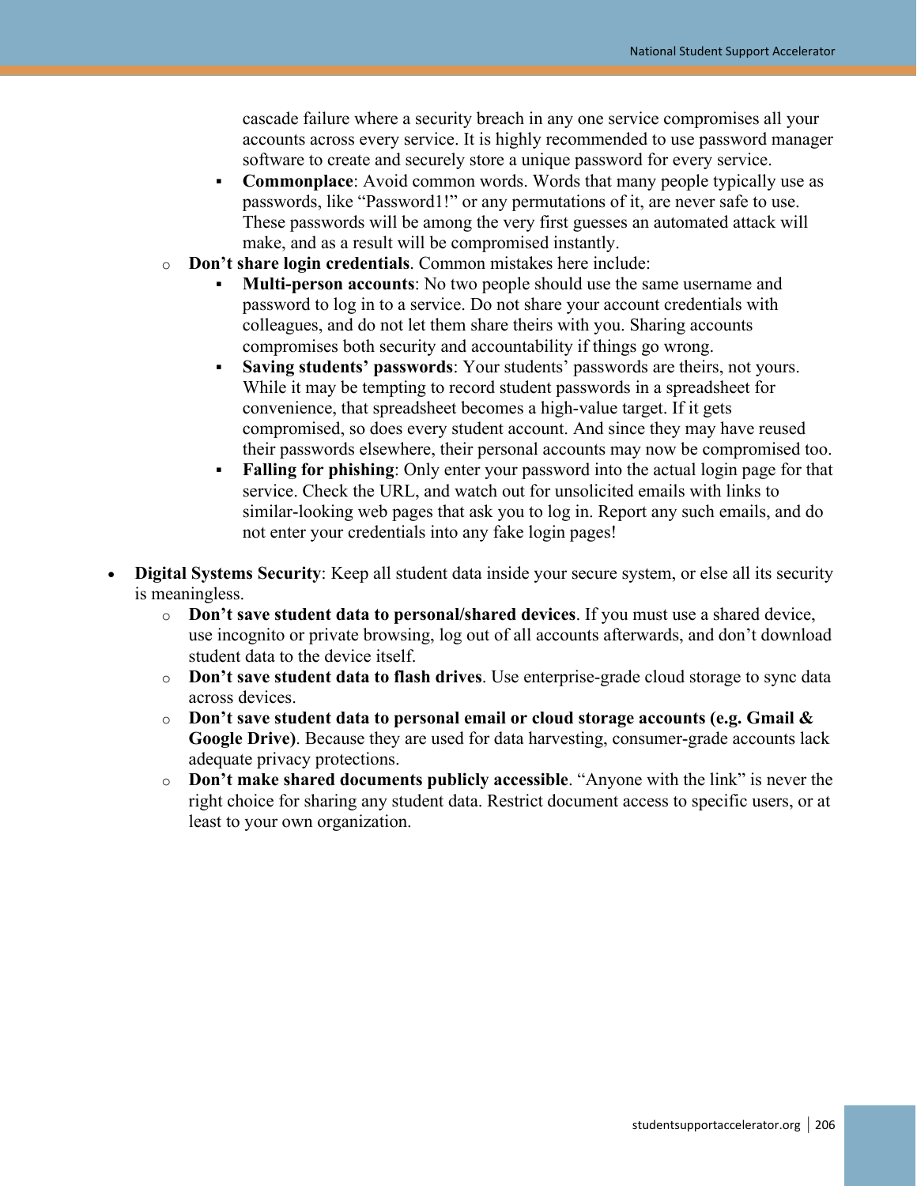cascade failure where a security breach in any one service compromises all your accounts across every service. It is highly recommended to use password manager software to create and securely store a unique password for every service.

        - **Commonplace**: Avoid common words. Words that many people typically use as passwords, like "Password1!" or any permutations of it, are never safe to use. These passwords will be among the very first guesses an automated attack will make, and as a result will be compromised instantly.

    - **Don't share login credentials**. Common mistakes here include:
        - **Multi-person accounts**: No two people should use the same username and password to log in to a service. Do not share your account credentials with colleagues, and do not let them share theirs with you. Sharing accounts compromises both security and accountability if things go wrong.
        - **Saving students' passwords**: Your students' passwords are theirs, not yours. While it may be tempting to record student passwords in a spreadsheet for convenience, that spreadsheet becomes a high-value target. If it gets compromised, so does every student account. And since they may have reused their passwords elsewhere, their personal accounts may now be compromised too.
        - **Falling for phishing**: Only enter your password into the actual login page for that service. Check the URL, and watch out for unsolicited emails with links to similar-looking web pages that ask you to log in. Report any such emails, and do not enter your credentials into any fake login pages!

- **Digital Systems Security**: Keep all student data inside your secure system, or else all its security is meaningless.
    - **Don't save student data to personal/shared devices**. If you must use a shared device, use incognito or private browsing, log out of all accounts afterwards, and don't download student data to the device itself.
    - **Don't save student data to flash drives**. Use enterprise-grade cloud storage to sync data across devices.
    - **Don't save student data to personal email or cloud storage accounts (e.g. Gmail & Google Drive)**. Because they are used for data harvesting, consumer-grade accounts lack adequate privacy protections.
    - **Don't make shared documents publicly accessible**. "Anyone with the link" is never the right choice for sharing any student data. Restrict document access to specific users, or at least to your own organization.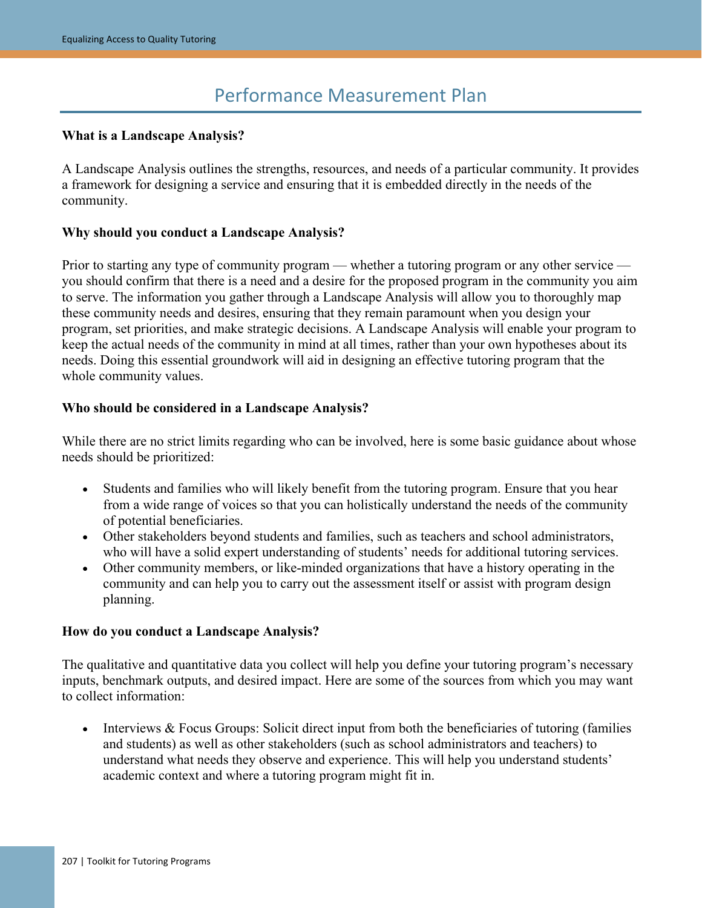# Performance Measurement Plan

**What is a Landscape Analysis?**

A Landscape Analysis outlines the strengths, resources, and needs of a particular community. It provides a framework for designing a service and ensuring that it is embedded directly in the needs of the community.

**Why should you conduct a Landscape Analysis?**

Prior to starting any type of community program — whether a tutoring program or any other service — you should confirm that there is a need and a desire for the proposed program in the community you aim to serve. The information you gather through a Landscape Analysis will allow you to thoroughly map these community needs and desires, ensuring that they remain paramount when you design your program, set priorities, and make strategic decisions. A Landscape Analysis will enable your program to keep the actual needs of the community in mind at all times, rather than your own hypotheses about its needs. Doing this essential groundwork will aid in designing an effective tutoring program that the whole community values.

**Who should be considered in a Landscape Analysis?**

While there are no strict limits regarding who can be involved, here is some basic guidance about whose needs should be prioritized:

- Students and families who will likely benefit from the tutoring program. Ensure that you hear from a wide range of voices so that you can holistically understand the needs of the community of potential beneficiaries.
- Other stakeholders beyond students and families, such as teachers and school administrators, who will have a solid expert understanding of students' needs for additional tutoring services.
- Other community members, or like-minded organizations that have a history operating in the community and can help you to carry out the assessment itself or assist with program design planning.

**How do you conduct a Landscape Analysis?**

The qualitative and quantitative data you collect will help you define your tutoring program's necessary inputs, benchmark outputs, and desired impact. Here are some of the sources from which you may want to collect information:

- Interviews & Focus Groups: Solicit direct input from both the beneficiaries of tutoring (families and students) as well as other stakeholders (such as school administrators and teachers) to understand what needs they observe and experience. This will help you understand students' academic context and where a tutoring program might fit in.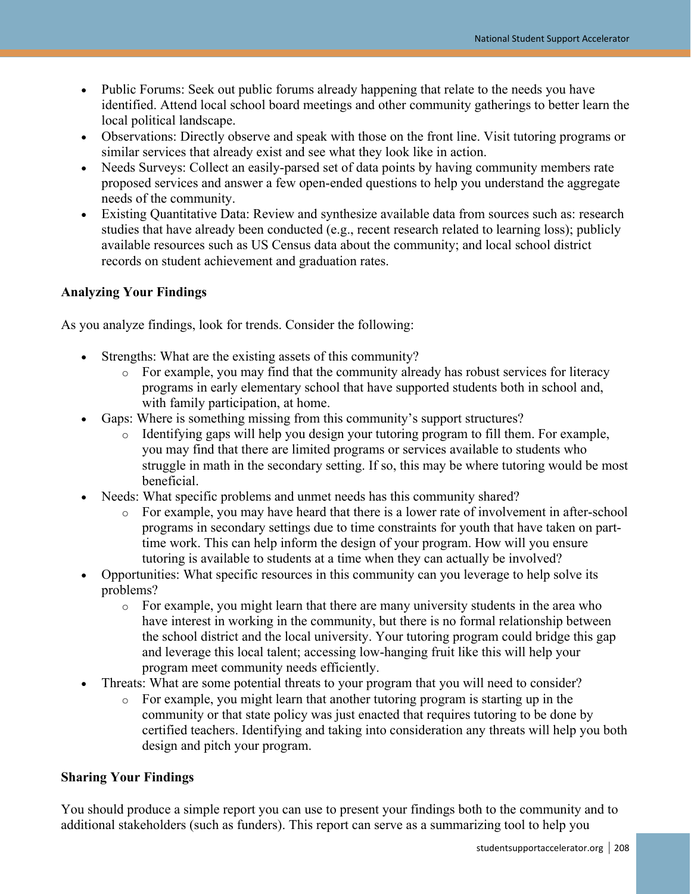- Public Forums: Seek out public forums already happening that relate to the needs you have identified. Attend local school board meetings and other community gatherings to better learn the local political landscape.
- Observations: Directly observe and speak with those on the front line. Visit tutoring programs or similar services that already exist and see what they look like in action.
- Needs Surveys: Collect an easily-parsed set of data points by having community members rate proposed services and answer a few open-ended questions to help you understand the aggregate needs of the community.
- Existing Quantitative Data: Review and synthesize available data from sources such as: research studies that have already been conducted (e.g., recent research related to learning loss); publicly available resources such as US Census data about the community; and local school district records on student achievement and graduation rates.

**Analyzing Your Findings**

As you analyze findings, look for trends. Consider the following:

- Strengths: What are the existing assets of this community?
  - For example, you may find that the community already has robust services for literacy programs in early elementary school that have supported students both in school and, with family participation, at home.
- Gaps: Where is something missing from this community's support structures?
  - Identifying gaps will help you design your tutoring program to fill them. For example, you may find that there are limited programs or services available to students who struggle in math in the secondary setting. If so, this may be where tutoring would be most beneficial.
- Needs: What specific problems and unmet needs has this community shared?
  - For example, you may have heard that there is a lower rate of involvement in after-school programs in secondary settings due to time constraints for youth that have taken on part-time work. This can help inform the design of your program. How will you ensure tutoring is available to students at a time when they can actually be involved?
- Opportunities: What specific resources in this community can you leverage to help solve its problems?
  - For example, you might learn that there are many university students in the area who have interest in working in the community, but there is no formal relationship between the school district and the local university. Your tutoring program could bridge this gap and leverage this local talent; accessing low-hanging fruit like this will help your program meet community needs efficiently.
- Threats: What are some potential threats to your program that you will need to consider?
  - For example, you might learn that another tutoring program is starting up in the community or that state policy was just enacted that requires tutoring to be done by certified teachers. Identifying and taking into consideration any threats will help you both design and pitch your program.

**Sharing Your Findings**

You should produce a simple report you can use to present your findings both to the community and to additional stakeholders (such as funders). This report can serve as a summarizing tool to help you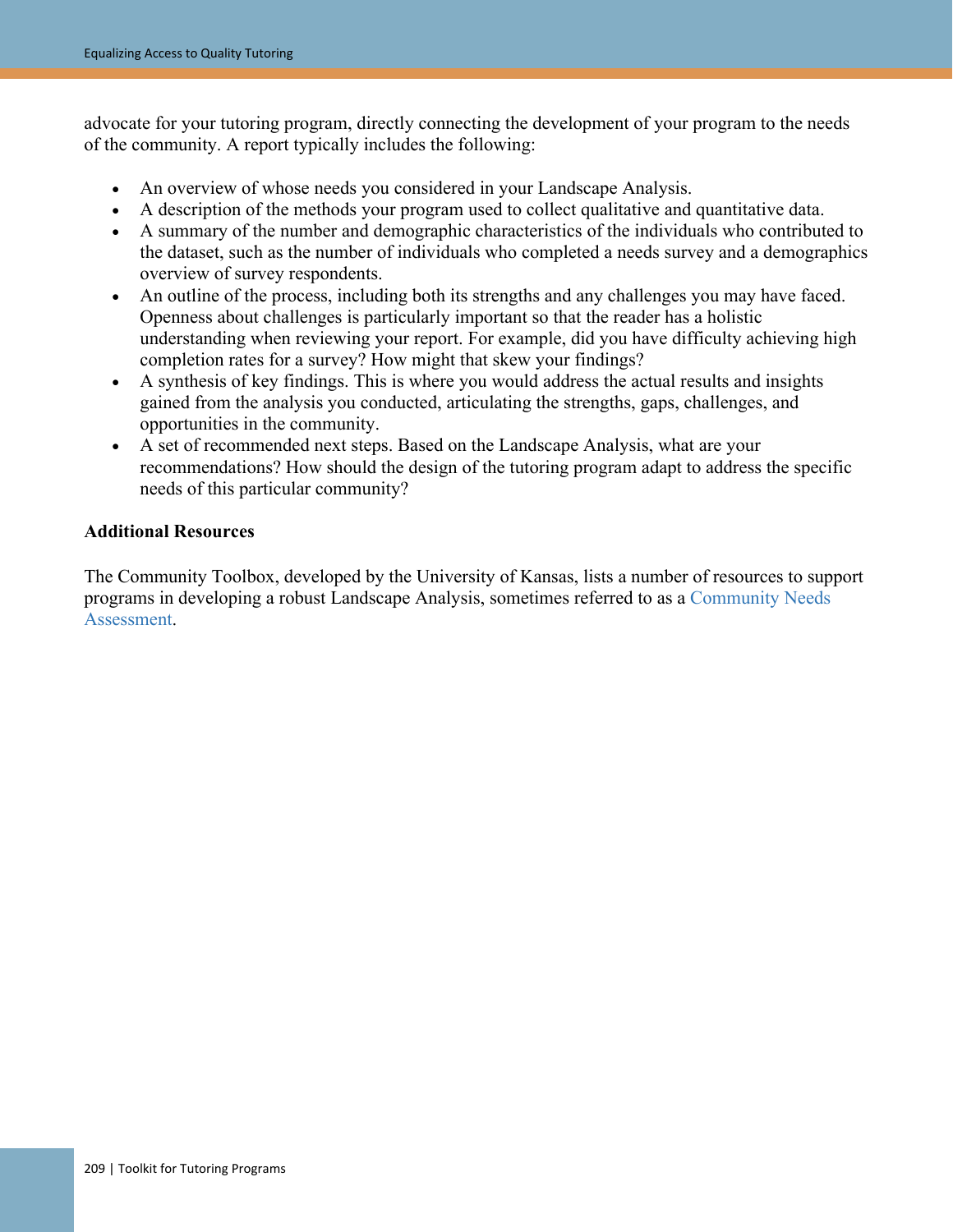advocate for your tutoring program, directly connecting the development of your program to the needs of the community. A report typically includes the following:

- An overview of whose needs you considered in your Landscape Analysis.
- A description of the methods your program used to collect qualitative and quantitative data.
- A summary of the number and demographic characteristics of the individuals who contributed to the dataset, such as the number of individuals who completed a needs survey and a demographics overview of survey respondents.
- An outline of the process, including both its strengths and any challenges you may have faced. Openness about challenges is particularly important so that the reader has a holistic understanding when reviewing your report. For example, did you have difficulty achieving high completion rates for a survey? How might that skew your findings?
- A synthesis of key findings. This is where you would address the actual results and insights gained from the analysis you conducted, articulating the strengths, gaps, challenges, and opportunities in the community.
- A set of recommended next steps. Based on the Landscape Analysis, what are your recommendations? How should the design of the tutoring program adapt to address the specific needs of this particular community?

**Additional Resources**

The Community Toolbox, developed by the University of Kansas, lists a number of resources to support programs in developing a robust Landscape Analysis, sometimes referred to as a Community Needs Assessment.